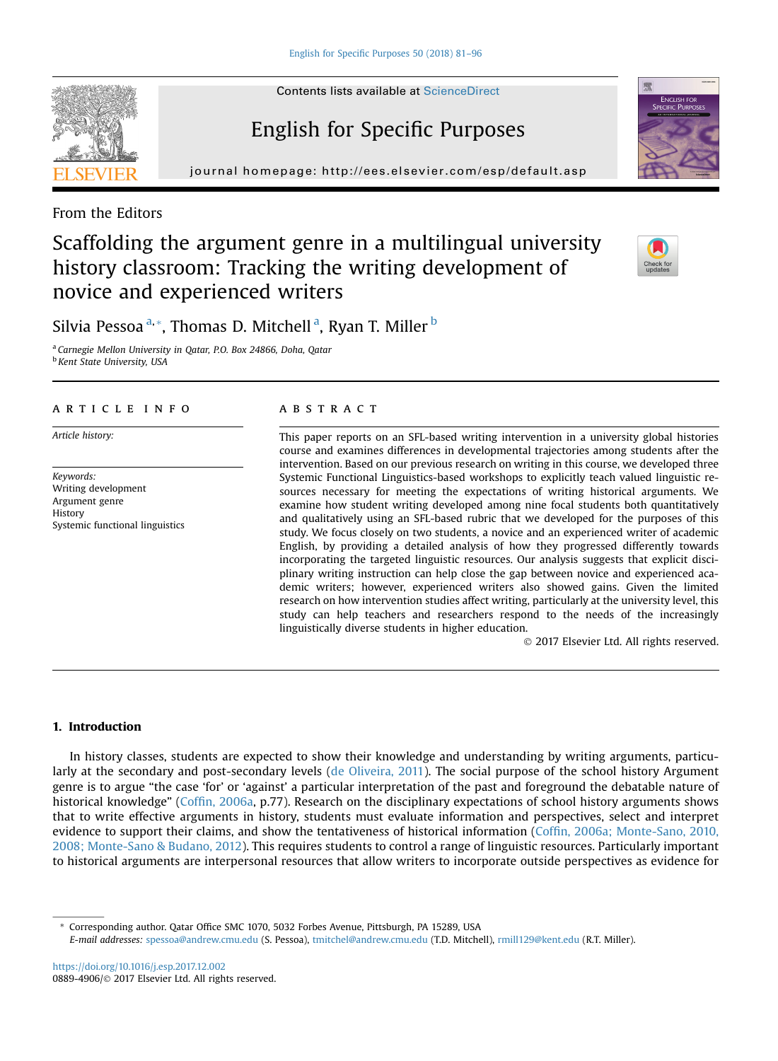From the Editors

# Scaffolding the argument genre in a multilingual university history classroom: Tracking the writing development of novice and experienced writers

Silvia Pessoa [a,*], Thomas D. Mitchell [a], Ryan T. Miller [b]

[a] Carnegie Mellon University in Qatar, P.O. Box 24866, Doha, Qatar
[b] Kent State University, USA

## ARTICLE INFO

*Article history:*

*Keywords:*
Writing development
Argument genre
History
Systemic functional linguistics

## ABSTRACT

This paper reports on an SFL-based writing intervention in a university global histories course and examines differences in developmental trajectories among students after the intervention. Based on our previous research on writing in this course, we developed three Systemic Functional Linguistics-based workshops to explicitly teach valued linguistic resources necessary for meeting the expectations of writing historical arguments. We examine how student writing developed among nine focal students both quantitatively and qualitatively using an SFL-based rubric that we developed for the purposes of this study. We focus closely on two students, a novice and an experienced writer of academic English, by providing a detailed analysis of how they progressed differently towards incorporating the targeted linguistic resources. Our analysis suggests that explicit disciplinary writing instruction can help close the gap between novice and experienced academic writers; however, experienced writers also showed gains. Given the limited research on how intervention studies affect writing, particularly at the university level, this study can help teachers and researchers respond to the needs of the increasingly linguistically diverse students in higher education.

© 2017 Elsevier Ltd. All rights reserved.

## 1. Introduction

In history classes, students are expected to show their knowledge and understanding by writing arguments, particularly at the secondary and post-secondary levels (de Oliveira, 2011). The social purpose of the school history Argument genre is to argue "the case 'for' or 'against' a particular interpretation of the past and foreground the debatable nature of historical knowledge" (Coffin, 2006a, p.77). Research on the disciplinary expectations of school history arguments shows that to write effective arguments in history, students must evaluate information and perspectives, select and interpret evidence to support their claims, and show the tentativeness of historical information (Coffin, 2006a; Monte-Sano, 2010, 2008; Monte-Sano & Budano, 2012). This requires students to control a range of linguistic resources. Particularly important to historical arguments are interpersonal resources that allow writers to incorporate outside perspectives as evidence for

---

* Corresponding author. Qatar Office SMC 1070, 5032 Forbes Avenue, Pittsburgh, PA 15289, USA
*E-mail addresses:* spessoa@andrew.cmu.edu (S. Pessoa), tmitchel@andrew.cmu.edu (T.D. Mitchell), rmill129@kent.edu (R.T. Miller).

https://doi.org/10.1016/j.esp.2017.12.002
0889-4906/© 2017 Elsevier Ltd. All rights reserved.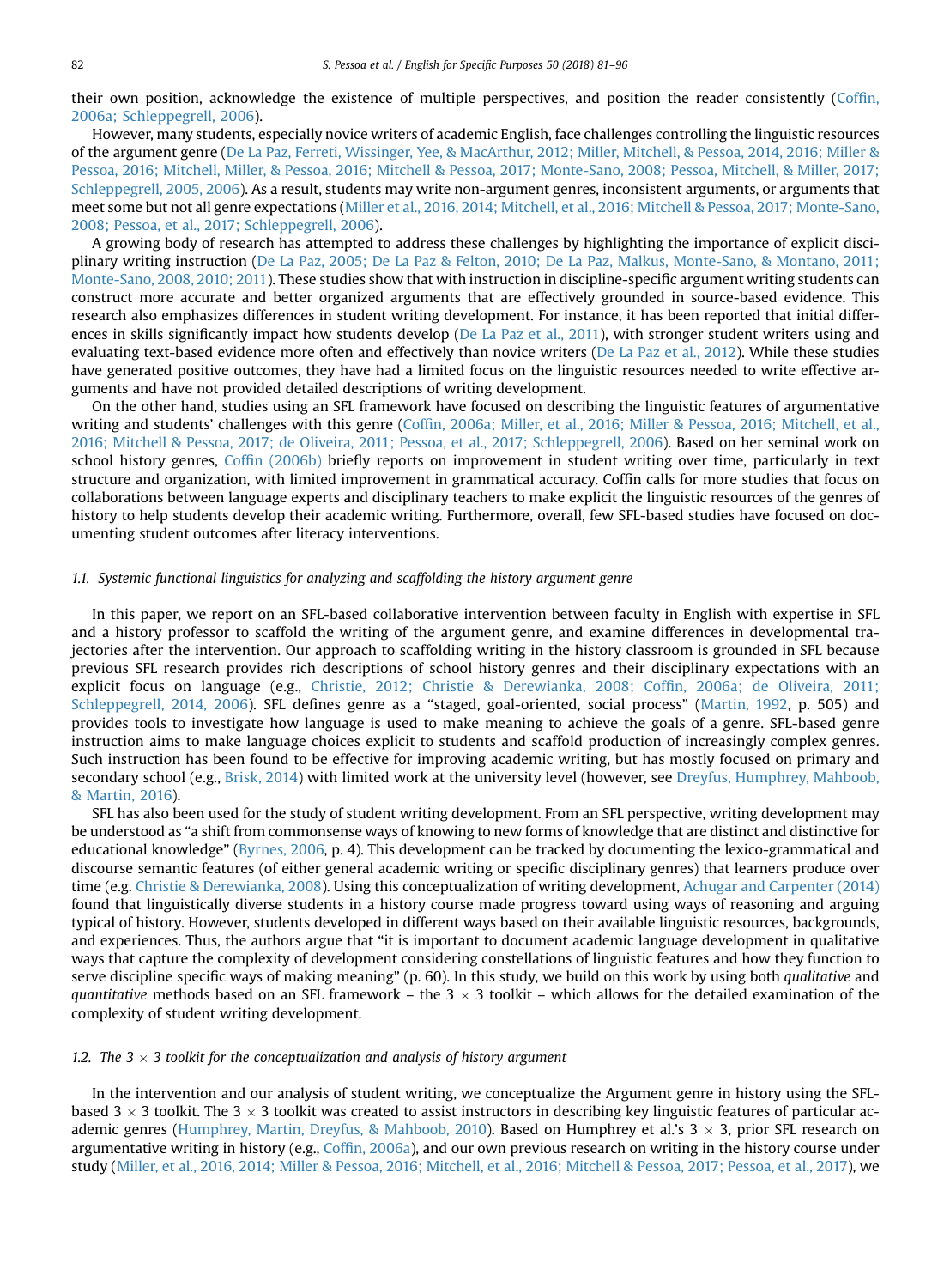their own position, acknowledge the existence of multiple perspectives, and position the reader consistently (Coffin, 2006a; Schleppegrell, 2006).

However, many students, especially novice writers of academic English, face challenges controlling the linguistic resources of the argument genre (De La Paz, Ferreti, Wissinger, Yee, & MacArthur, 2012; Miller, Mitchell, & Pessoa, 2014, 2016; Miller & Pessoa, 2016; Mitchell, Miller, & Pessoa, 2016; Mitchell & Pessoa, 2017; Monte-Sano, 2008; Pessoa, Mitchell, & Miller, 2017; Schleppegrell, 2005, 2006). As a result, students may write non-argument genres, inconsistent arguments, or arguments that meet some but not all genre expectations (Miller et al., 2016, 2014; Mitchell, et al., 2016; Mitchell & Pessoa, 2017; Monte-Sano, 2008; Pessoa, et al., 2017; Schleppegrell, 2006).

A growing body of research has attempted to address these challenges by highlighting the importance of explicit disciplinary writing instruction (De La Paz, 2005; De La Paz & Felton, 2010; De La Paz, Malkus, Monte-Sano, & Montano, 2011; Monte-Sano, 2008, 2010; 2011). These studies show that with instruction in discipline-specific argument writing students can construct more accurate and better organized arguments that are effectively grounded in source-based evidence. This research also emphasizes differences in student writing development. For instance, it has been reported that initial differences in skills significantly impact how students develop (De La Paz et al., 2011), with stronger student writers using and evaluating text-based evidence more often and effectively than novice writers (De La Paz et al., 2012). While these studies have generated positive outcomes, they have had a limited focus on the linguistic resources needed to write effective arguments and have not provided detailed descriptions of writing development.

On the other hand, studies using an SFL framework have focused on describing the linguistic features of argumentative writing and students' challenges with this genre (Coffin, 2006a; Miller, et al., 2016; Miller & Pessoa, 2016; Mitchell, et al., 2016; Mitchell & Pessoa, 2017; de Oliveira, 2011; Pessoa, et al., 2017; Schleppegrell, 2006). Based on her seminal work on school history genres, Coffin (2006b) briefly reports on improvement in student writing over time, particularly in text structure and organization, with limited improvement in grammatical accuracy. Coffin calls for more studies that focus on collaborations between language experts and disciplinary teachers to make explicit the linguistic resources of the genres of history to help students develop their academic writing. Furthermore, overall, few SFL-based studies have focused on documenting student outcomes after literacy interventions.

### *1.1. Systemic functional linguistics for analyzing and scaffolding the history argument genre*

In this paper, we report on an SFL-based collaborative intervention between faculty in English with expertise in SFL and a history professor to scaffold the writing of the argument genre, and examine differences in developmental trajectories after the intervention. Our approach to scaffolding writing in the history classroom is grounded in SFL because previous SFL research provides rich descriptions of school history genres and their disciplinary expectations with an explicit focus on language (e.g., Christie, 2012; Christie & Derewianka, 2008; Coffin, 2006a; de Oliveira, 2011; Schleppegrell, 2014, 2006). SFL defines genre as a "staged, goal-oriented, social process" (Martin, 1992, p. 505) and provides tools to investigate how language is used to make meaning to achieve the goals of a genre. SFL-based genre instruction aims to make language choices explicit to students and scaffold production of increasingly complex genres. Such instruction has been found to be effective for improving academic writing, but has mostly focused on primary and secondary school (e.g., Brisk, 2014) with limited work at the university level (however, see Dreyfus, Humphrey, Mahboob, & Martin, 2016).

SFL has also been used for the study of student writing development. From an SFL perspective, writing development may be understood as "a shift from commonsense ways of knowing to new forms of knowledge that are distinct and distinctive for educational knowledge" (Byrnes, 2006, p. 4). This development can be tracked by documenting the lexico-grammatical and discourse semantic features (of either general academic writing or specific disciplinary genres) that learners produce over time (e.g. Christie & Derewianka, 2008). Using this conceptualization of writing development, Achugar and Carpenter (2014) found that linguistically diverse students in a history course made progress toward using ways of reasoning and arguing typical of history. However, students developed in different ways based on their available linguistic resources, backgrounds, and experiences. Thus, the authors argue that "it is important to document academic language development in qualitative ways that capture the complexity of development considering constellations of linguistic features and how they function to serve discipline specific ways of making meaning" (p. 60). In this study, we build on this work by using both *qualitative* and *quantitative* methods based on an SFL framework – the $3 \times 3$ toolkit – which allows for the detailed examination of the complexity of student writing development.

### *1.2. The $3 \times 3$ toolkit for the conceptualization and analysis of history argument*

In the intervention and our analysis of student writing, we conceptualize the Argument genre in history using the SFL-based $3 \times 3$ toolkit. The $3 \times 3$ toolkit was created to assist instructors in describing key linguistic features of particular academic genres (Humphrey, Martin, Dreyfus, & Mahboob, 2010). Based on Humphrey et al.'s $3 \times 3$, prior SFL research on argumentative writing in history (e.g., Coffin, 2006a), and our own previous research on writing in the history course under study (Miller, et al., 2016, 2014; Miller & Pessoa, 2016; Mitchell, et al., 2016; Mitchell & Pessoa, 2017; Pessoa, et al., 2017), we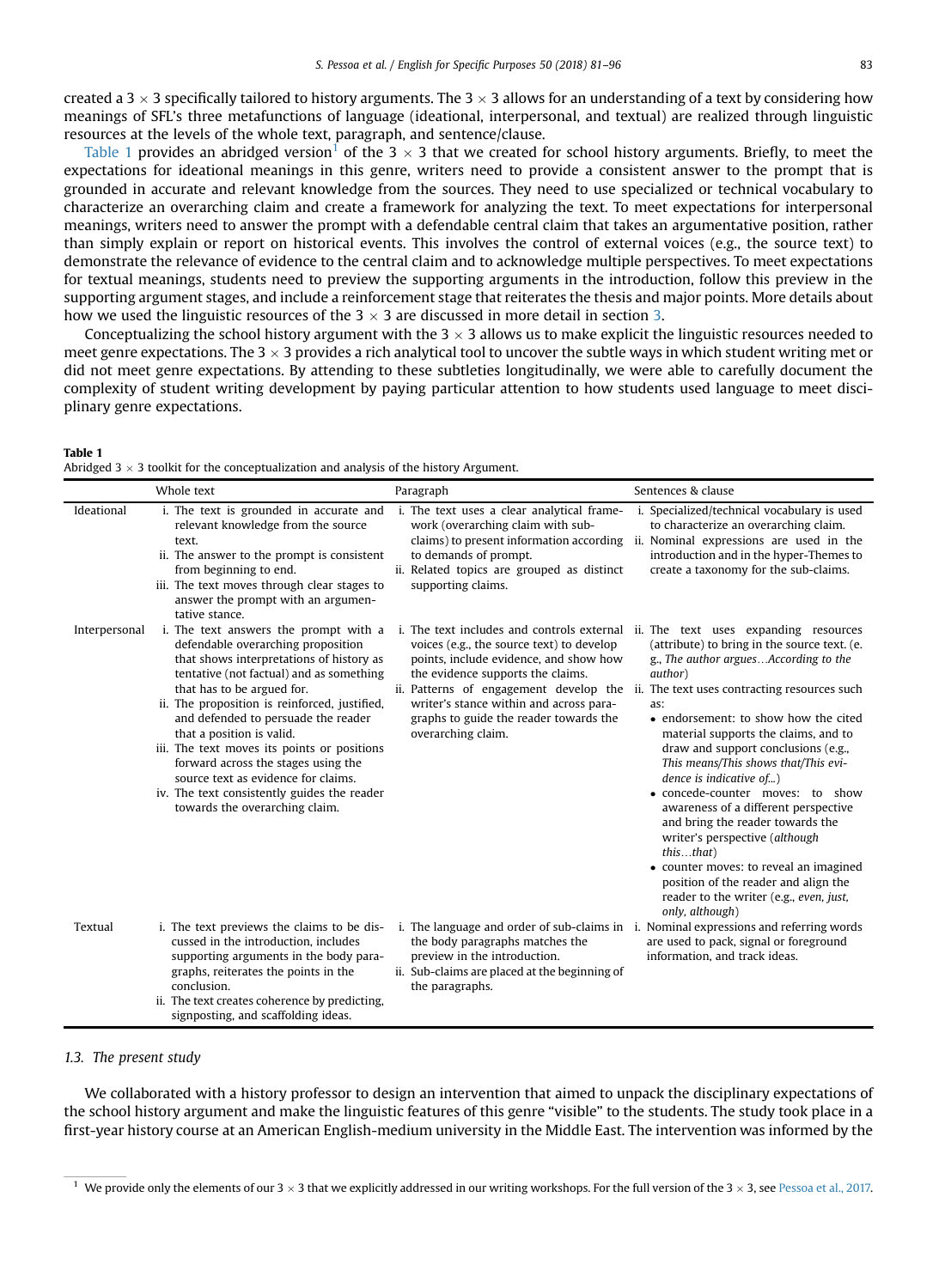created a 3 × 3 specifically tailored to history arguments. The 3 × 3 allows for an understanding of a text by considering how meanings of SFL's three metafunctions of language (ideational, interpersonal, and textual) are realized through linguistic resources at the levels of the whole text, paragraph, and sentence/clause.

Table 1 provides an abridged version[1] of the 3 × 3 that we created for school history arguments. Briefly, to meet the expectations for ideational meanings in this genre, writers need to provide a consistent answer to the prompt that is grounded in accurate and relevant knowledge from the sources. They need to use specialized or technical vocabulary to characterize an overarching claim and create a framework for analyzing the text. To meet expectations for interpersonal meanings, writers need to answer the prompt with a defendable central claim that takes an argumentative position, rather than simply explain or report on historical events. This involves the control of external voices (e.g., the source text) to demonstrate the relevance of evidence to the central claim and to acknowledge multiple perspectives. To meet expectations for textual meanings, students need to preview the supporting arguments in the introduction, follow this preview in the supporting argument stages, and include a reinforcement stage that reiterates the thesis and major points. More details about how we used the linguistic resources of the 3 × 3 are discussed in more detail in section 3.

Conceptualizing the school history argument with the 3 × 3 allows us to make explicit the linguistic resources needed to meet genre expectations. The 3 × 3 provides a rich analytical tool to uncover the subtle ways in which student writing met or did not meet genre expectations. By attending to these subtleties longitudinally, we were able to carefully document the complexity of student writing development by paying particular attention to how students used language to meet disciplinary genre expectations.

**Table 1**
Abridged 3 × 3 toolkit for the conceptualization and analysis of the history Argument.

| | Whole text | Paragraph | Sentences & clause |
|---|---|---|---|
| Ideational | i. The text is grounded in accurate and relevant knowledge from the source text.<br>ii. The answer to the prompt is consistent from beginning to end.<br>iii. The text moves through clear stages to answer the prompt with an argumentative stance. | i. The text uses a clear analytical framework (overarching claim with sub-claims) to present information according to demands of prompt.<br>ii. Related topics are grouped as distinct supporting claims. | i. Specialized/technical vocabulary is used to characterize an overarching claim.<br>ii. Nominal expressions are used in the introduction and in the hyper-Themes to create a taxonomy for the sub-claims. |
| Interpersonal | i. The text answers the prompt with a defendable overarching proposition that shows interpretations of history as tentative (not factual) and as something that has to be argued for.<br>ii. The proposition is reinforced, justified, and defended to persuade the reader that a position is valid.<br>iii. The text moves its points or positions forward across the stages using the source text as evidence for claims.<br>iv. The text consistently guides the reader towards the overarching claim. | i. The text includes and controls external voices (e.g., the source text) to develop points, include evidence, and show how the evidence supports the claims.<br>ii. Patterns of engagement develop the writer's stance within and across paragraphs to guide the reader towards the overarching claim. | ii. The text uses expanding resources (attribute) to bring in the source text. (e.g., *The author argues…According to the author*)<br>ii. The text uses contracting resources such as:<br>• endorsement: to show how the cited material supports the claims, and to draw and support conclusions (e.g., *This means/This shows that/This evidence is indicative of...*)<br>• concede-counter moves: to show awareness of a different perspective and bring the reader towards the writer's perspective (*although this…that*)<br>• counter moves: to reveal an imagined position of the reader and align the reader to the writer (e.g., *even, just, only, although*) |
| Textual | i. The text previews the claims to be discussed in the introduction, includes supporting arguments in the body paragraphs, reiterates the points in the conclusion.<br>ii. The text creates coherence by predicting, signposting, and scaffolding ideas. | i. The language and order of sub-claims in the body paragraphs matches the preview in the introduction.<br>ii. Sub-claims are placed at the beginning of the paragraphs. | i. Nominal expressions and referring words are used to pack, signal or foreground information, and track ideas. |

### 1.3. The present study

We collaborated with a history professor to design an intervention that aimed to unpack the disciplinary expectations of the school history argument and make the linguistic features of this genre "visible" to the students. The study took place in a first-year history course at an American English-medium university in the Middle East. The intervention was informed by the

[1] We provide only the elements of our 3 × 3 that we explicitly addressed in our writing workshops. For the full version of the 3 × 3, see Pessoa et al., 2017.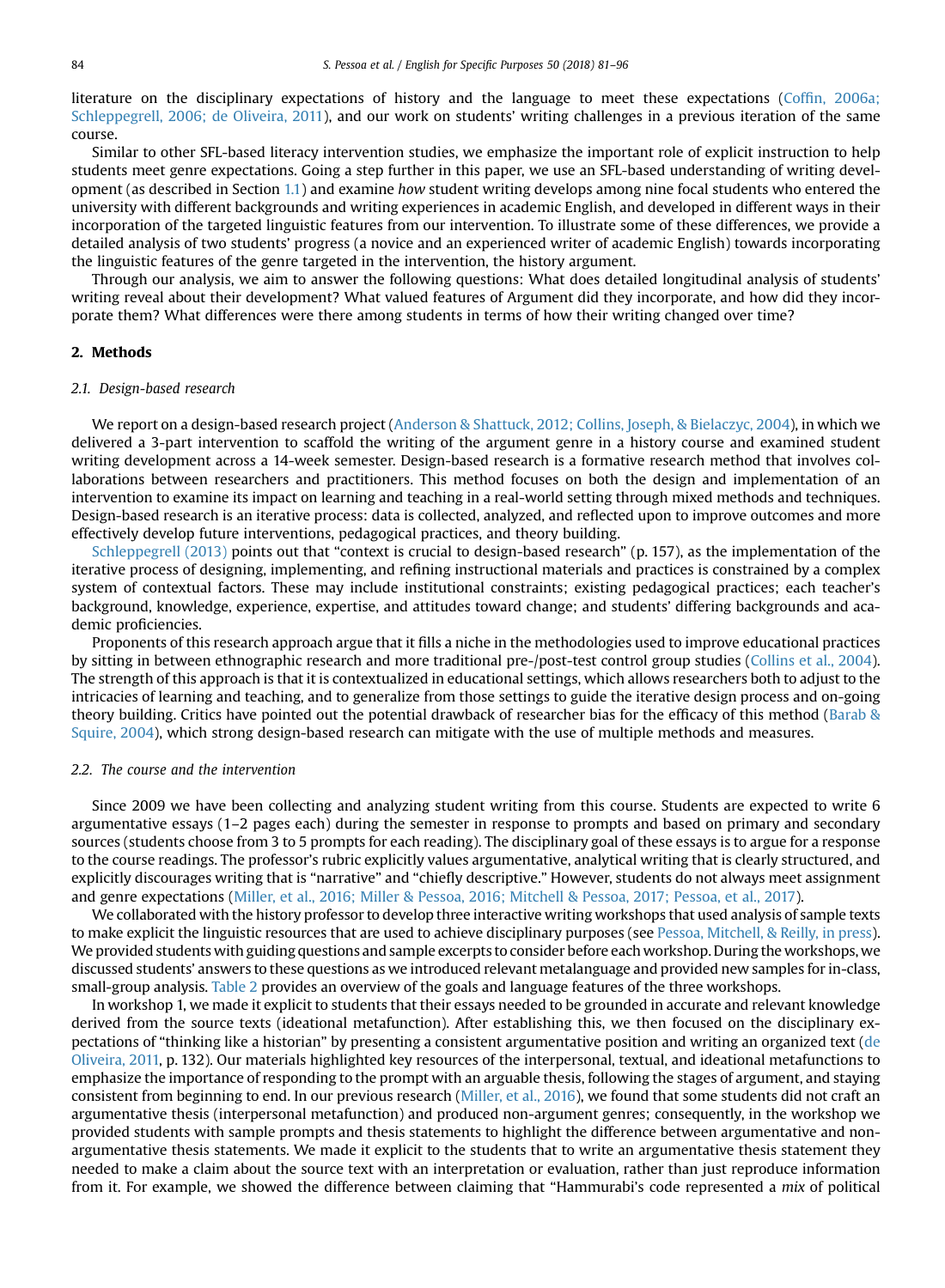literature on the disciplinary expectations of history and the language to meet these expectations (Coffin, 2006a; Schleppegrell, 2006; de Oliveira, 2011), and our work on students' writing challenges in a previous iteration of the same course.

Similar to other SFL-based literacy intervention studies, we emphasize the important role of explicit instruction to help students meet genre expectations. Going a step further in this paper, we use an SFL-based understanding of writing development (as described in Section 1.1) and examine *how* student writing develops among nine focal students who entered the university with different backgrounds and writing experiences in academic English, and developed in different ways in their incorporation of the targeted linguistic features from our intervention. To illustrate some of these differences, we provide a detailed analysis of two students' progress (a novice and an experienced writer of academic English) towards incorporating the linguistic features of the genre targeted in the intervention, the history argument.

Through our analysis, we aim to answer the following questions: What does detailed longitudinal analysis of students' writing reveal about their development? What valued features of Argument did they incorporate, and how did they incorporate them? What differences were there among students in terms of how their writing changed over time?

## 2. Methods

### 2.1. Design-based research

We report on a design-based research project (Anderson & Shattuck, 2012; Collins, Joseph, & Bielaczyc, 2004), in which we delivered a 3-part intervention to scaffold the writing of the argument genre in a history course and examined student writing development across a 14-week semester. Design-based research is a formative research method that involves collaborations between researchers and practitioners. This method focuses on both the design and implementation of an intervention to examine its impact on learning and teaching in a real-world setting through mixed methods and techniques. Design-based research is an iterative process: data is collected, analyzed, and reflected upon to improve outcomes and more effectively develop future interventions, pedagogical practices, and theory building.

Schleppegrell (2013) points out that "context is crucial to design-based research" (p. 157), as the implementation of the iterative process of designing, implementing, and refining instructional materials and practices is constrained by a complex system of contextual factors. These may include institutional constraints; existing pedagogical practices; each teacher's background, knowledge, experience, expertise, and attitudes toward change; and students' differing backgrounds and academic proficiencies.

Proponents of this research approach argue that it fills a niche in the methodologies used to improve educational practices by sitting in between ethnographic research and more traditional pre-/post-test control group studies (Collins et al., 2004). The strength of this approach is that it is contextualized in educational settings, which allows researchers both to adjust to the intricacies of learning and teaching, and to generalize from those settings to guide the iterative design process and on-going theory building. Critics have pointed out the potential drawback of researcher bias for the efficacy of this method (Barab & Squire, 2004), which strong design-based research can mitigate with the use of multiple methods and measures.

### 2.2. The course and the intervention

Since 2009 we have been collecting and analyzing student writing from this course. Students are expected to write 6 argumentative essays (1–2 pages each) during the semester in response to prompts and based on primary and secondary sources (students choose from 3 to 5 prompts for each reading). The disciplinary goal of these essays is to argue for a response to the course readings. The professor's rubric explicitly values argumentative, analytical writing that is clearly structured, and explicitly discourages writing that is "narrative" and "chiefly descriptive." However, students do not always meet assignment and genre expectations (Miller, et al., 2016; Miller & Pessoa, 2016; Mitchell & Pessoa, 2017; Pessoa, et al., 2017).

We collaborated with the history professor to develop three interactive writing workshops that used analysis of sample texts to make explicit the linguistic resources that are used to achieve disciplinary purposes (see Pessoa, Mitchell, & Reilly, in press). We provided students with guiding questions and sample excerpts to consider before each workshop. During the workshops, we discussed students' answers to these questions as we introduced relevant metalanguage and provided new samples for in-class, small-group analysis. Table 2 provides an overview of the goals and language features of the three workshops.

In workshop 1, we made it explicit to students that their essays needed to be grounded in accurate and relevant knowledge derived from the source texts (ideational metafunction). After establishing this, we then focused on the disciplinary expectations of "thinking like a historian" by presenting a consistent argumentative position and writing an organized text (de Oliveira, 2011, p. 132). Our materials highlighted key resources of the interpersonal, textual, and ideational metafunctions to emphasize the importance of responding to the prompt with an arguable thesis, following the stages of argument, and staying consistent from beginning to end. In our previous research (Miller, et al., 2016), we found that some students did not craft an argumentative thesis (interpersonal metafunction) and produced non-argument genres; consequently, in the workshop we provided students with sample prompts and thesis statements to highlight the difference between argumentative and non-argumentative thesis statements. We made it explicit to the students that to write an argumentative thesis statement they needed to make a claim about the source text with an interpretation or evaluation, rather than just reproduce information from it. For example, we showed the difference between claiming that "Hammurabi's code represented a *mix* of political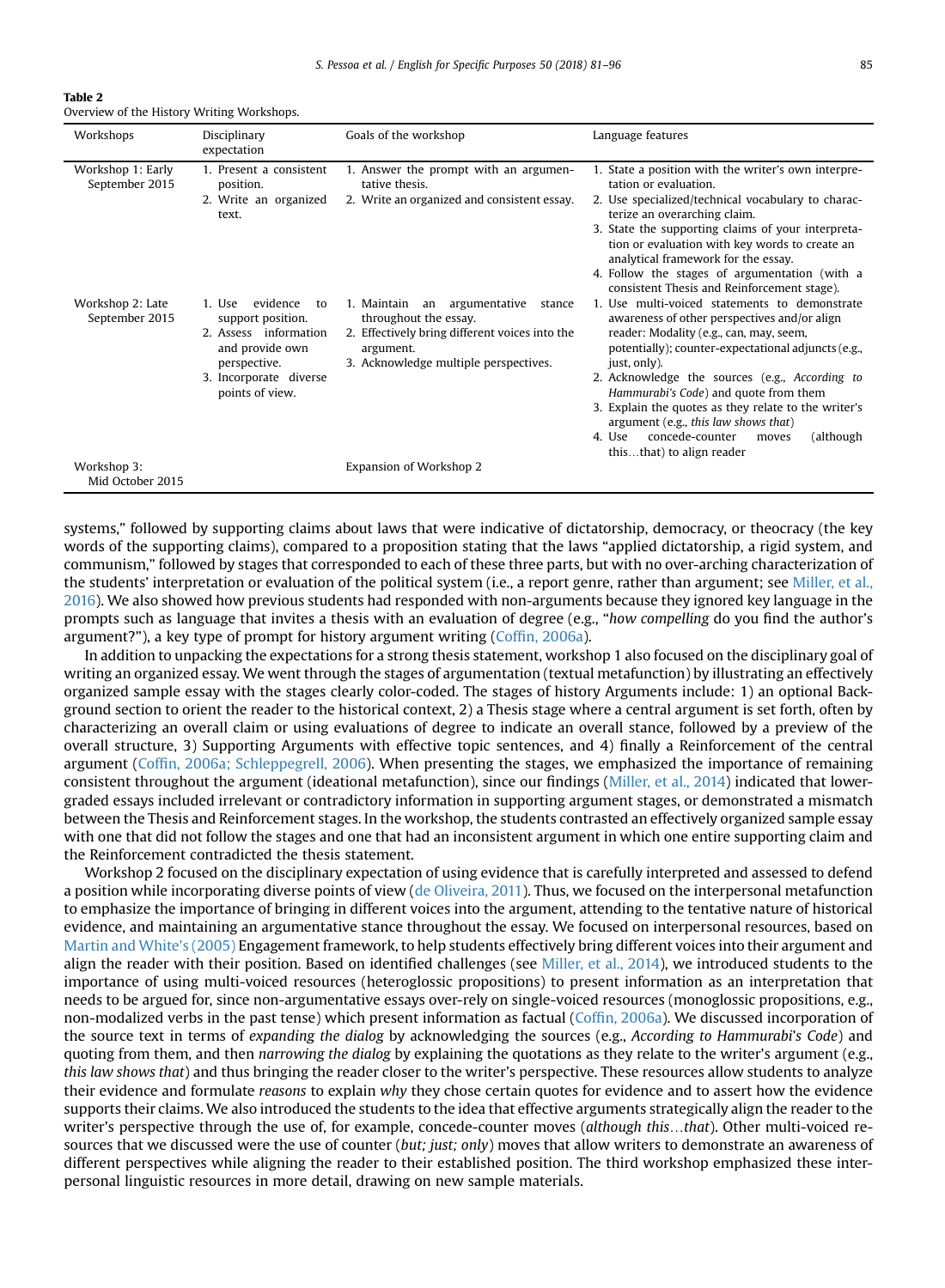**Table 2**
Overview of the History Writing Workshops.

| Workshops | Disciplinary expectation | Goals of the workshop | Language features |
|---|---|---|---|
| Workshop 1: Early September 2015 | 1. Present a consistent position.<br>2. Write an organized text. | 1. Answer the prompt with an argumentative thesis.<br>2. Write an organized and consistent essay. | 1. State a position with the writer's own interpretation or evaluation.<br>2. Use specialized/technical vocabulary to characterize an overarching claim.<br>3. State the supporting claims of your interpretation or evaluation with key words to create an analytical framework for the essay.<br>4. Follow the stages of argumentation (with a consistent Thesis and Reinforcement stage). |
| Workshop 2: Late September 2015 | 1. Use evidence to support position.<br>2. Assess information and provide own perspective.<br>3. Incorporate diverse points of view. | 1. Maintain an argumentative stance throughout the essay.<br>2. Effectively bring different voices into the argument.<br>3. Acknowledge multiple perspectives. | 1. Use multi-voiced statements to demonstrate awareness of other perspectives and/or align reader: Modality (e.g., can, may, seem, potentially); counter-expectational adjuncts (e.g., just, only).<br>2. Acknowledge the sources (e.g., *According to Hammurabi's Code*) and quote from them<br>3. Explain the quotes as they relate to the writer's argument (e.g., *this law shows that*)<br>4. Use concede-counter moves (although this…that) to align reader |
| Workshop 3: Mid October 2015 | | Expansion of Workshop 2 | |

systems," followed by supporting claims about laws that were indicative of dictatorship, democracy, or theocracy (the key words of the supporting claims), compared to a proposition stating that the laws "applied dictatorship, a rigid system, and communism," followed by stages that corresponded to each of these three parts, but with no over-arching characterization of the students' interpretation or evaluation of the political system (i.e., a report genre, rather than argument; see Miller, et al., 2016). We also showed how previous students had responded with non-arguments because they ignored key language in the prompts such as language that invites a thesis with an evaluation of degree (e.g., "*how compelling* do you find the author's argument?"), a key type of prompt for history argument writing (Coffin, 2006a).

In addition to unpacking the expectations for a strong thesis statement, workshop 1 also focused on the disciplinary goal of writing an organized essay. We went through the stages of argumentation (textual metafunction) by illustrating an effectively organized sample essay with the stages clearly color-coded. The stages of history Arguments include: 1) an optional Background section to orient the reader to the historical context, 2) a Thesis stage where a central argument is set forth, often by characterizing an overall claim or using evaluations of degree to indicate an overall stance, followed by a preview of the overall structure, 3) Supporting Arguments with effective topic sentences, and 4) finally a Reinforcement of the central argument (Coffin, 2006a; Schleppegrell, 2006). When presenting the stages, we emphasized the importance of remaining consistent throughout the argument (ideational metafunction), since our findings (Miller, et al., 2014) indicated that lower-graded essays included irrelevant or contradictory information in supporting argument stages, or demonstrated a mismatch between the Thesis and Reinforcement stages. In the workshop, the students contrasted an effectively organized sample essay with one that did not follow the stages and one that had an inconsistent argument in which one entire supporting claim and the Reinforcement contradicted the thesis statement.

Workshop 2 focused on the disciplinary expectation of using evidence that is carefully interpreted and assessed to defend a position while incorporating diverse points of view (de Oliveira, 2011). Thus, we focused on the interpersonal metafunction to emphasize the importance of bringing in different voices into the argument, attending to the tentative nature of historical evidence, and maintaining an argumentative stance throughout the essay. We focused on interpersonal resources, based on Martin and White's (2005) Engagement framework, to help students effectively bring different voices into their argument and align the reader with their position. Based on identified challenges (see Miller, et al., 2014), we introduced students to the importance of using multi-voiced resources (heteroglossic propositions) to present information as an interpretation that needs to be argued for, since non-argumentative essays over-rely on single-voiced resources (monoglossic propositions, e.g., non-modalized verbs in the past tense) which present information as factual (Coffin, 2006a). We discussed incorporation of the source text in terms of *expanding the dialog* by acknowledging the sources (e.g., *According to Hammurabi's Code*) and quoting from them, and then *narrowing the dialog* by explaining the quotations as they relate to the writer's argument (e.g., *this law shows that*) and thus bringing the reader closer to the writer's perspective. These resources allow students to analyze their evidence and formulate *reasons* to explain *why* they chose certain quotes for evidence and to assert how the evidence supports their claims. We also introduced the students to the idea that effective arguments strategically align the reader to the writer's perspective through the use of, for example, concede-counter moves (*although this…that*). Other multi-voiced resources that we discussed were the use of counter (*but; just; only*) moves that allow writers to demonstrate an awareness of different perspectives while aligning the reader to their established position. The third workshop emphasized these interpersonal linguistic resources in more detail, drawing on new sample materials.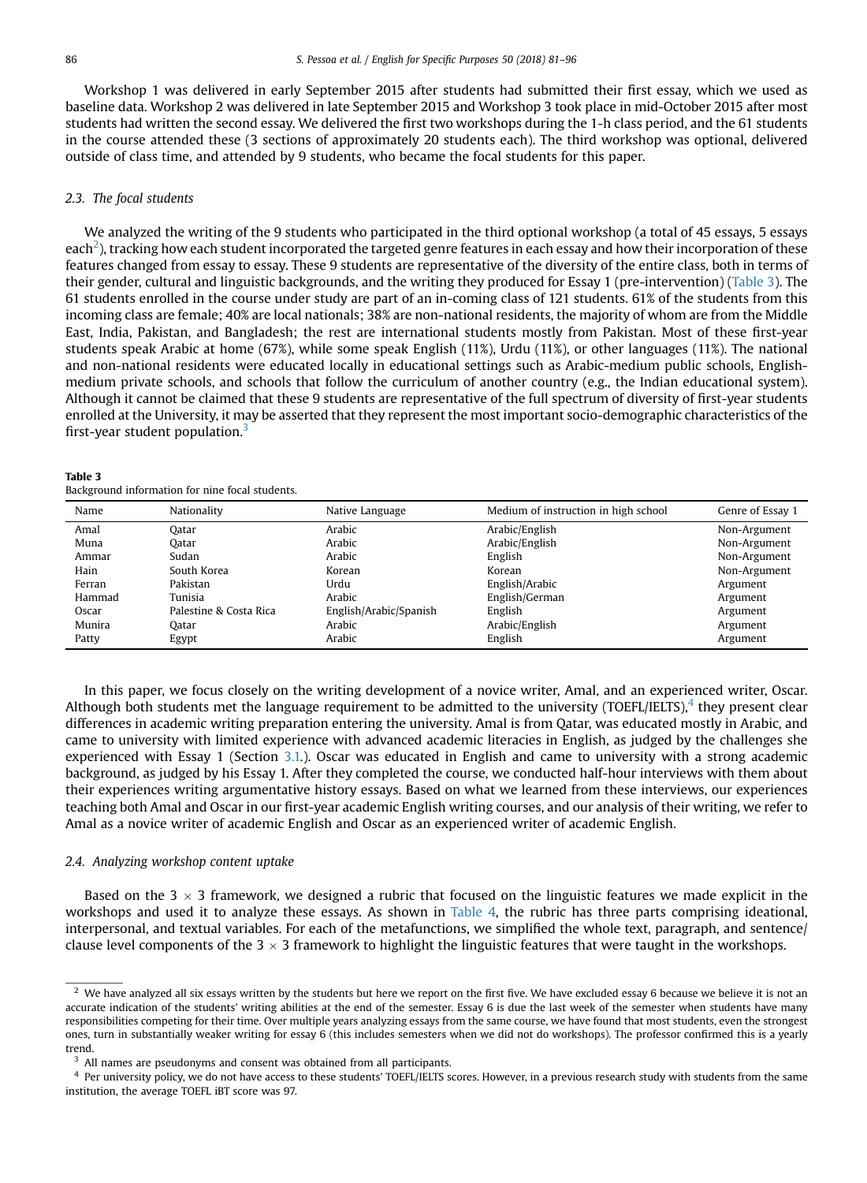Workshop 1 was delivered in early September 2015 after students had submitted their first essay, which we used as baseline data. Workshop 2 was delivered in late September 2015 and Workshop 3 took place in mid-October 2015 after most students had written the second essay. We delivered the first two workshops during the 1-h class period, and the 61 students in the course attended these (3 sections of approximately 20 students each). The third workshop was optional, delivered outside of class time, and attended by 9 students, who became the focal students for this paper.

### 2.3. The focal students

We analyzed the writing of the 9 students who participated in the third optional workshop (a total of 45 essays, 5 essays each[2]), tracking how each student incorporated the targeted genre features in each essay and how their incorporation of these features changed from essay to essay. These 9 students are representative of the diversity of the entire class, both in terms of their gender, cultural and linguistic backgrounds, and the writing they produced for Essay 1 (pre-intervention) (Table 3). The 61 students enrolled in the course under study are part of an in-coming class of 121 students. 61% of the students from this incoming class are female; 40% are local nationals; 38% are non-national residents, the majority of whom are from the Middle East, India, Pakistan, and Bangladesh; the rest are international students mostly from Pakistan. Most of these first-year students speak Arabic at home (67%), while some speak English (11%), Urdu (11%), or other languages (11%). The national and non-national residents were educated locally in educational settings such as Arabic-medium public schools, English-medium private schools, and schools that follow the curriculum of another country (e.g., the Indian educational system). Although it cannot be claimed that these 9 students are representative of the full spectrum of diversity of first-year students enrolled at the University, it may be asserted that they represent the most important socio-demographic characteristics of the first-year student population.[3]

**Table 3**
Background information for nine focal students.

| Name | Nationality | Native Language | Medium of instruction in high school | Genre of Essay 1 |
|---|---|---|---|---|
| Amal | Qatar | Arabic | Arabic/English | Non-Argument |
| Muna | Qatar | Arabic | Arabic/English | Non-Argument |
| Ammar | Sudan | Arabic | English | Non-Argument |
| Hain | South Korea | Korean | Korean | Non-Argument |
| Ferran | Pakistan | Urdu | English/Arabic | Argument |
| Hammad | Tunisia | Arabic | English/German | Argument |
| Oscar | Palestine & Costa Rica | English/Arabic/Spanish | English | Argument |
| Munira | Qatar | Arabic | Arabic/English | Argument |
| Patty | Egypt | Arabic | English | Argument |

In this paper, we focus closely on the writing development of a novice writer, Amal, and an experienced writer, Oscar. Although both students met the language requirement to be admitted to the university (TOEFL/IELTS),[4] they present clear differences in academic writing preparation entering the university. Amal is from Qatar, was educated mostly in Arabic, and came to university with limited experience with advanced academic literacies in English, as judged by the challenges she experienced with Essay 1 (Section 3.1.). Oscar was educated in English and came to university with a strong academic background, as judged by his Essay 1. After they completed the course, we conducted half-hour interviews with them about their experiences writing argumentative history essays. Based on what we learned from these interviews, our experiences teaching both Amal and Oscar in our first-year academic English writing courses, and our analysis of their writing, we refer to Amal as a novice writer of academic English and Oscar as an experienced writer of academic English.

### 2.4. Analyzing workshop content uptake

Based on the 3 × 3 framework, we designed a rubric that focused on the linguistic features we made explicit in the workshops and used it to analyze these essays. As shown in Table 4, the rubric has three parts comprising ideational, interpersonal, and textual variables. For each of the metafunctions, we simplified the whole text, paragraph, and sentence/clause level components of the 3 × 3 framework to highlight the linguistic features that were taught in the workshops.

---

[2] We have analyzed all six essays written by the students but here we report on the first five. We have excluded essay 6 because we believe it is not an accurate indication of the students' writing abilities at the end of the semester. Essay 6 is due the last week of the semester when students have many responsibilities competing for their time. Over multiple years analyzing essays from the same course, we have found that most students, even the strongest ones, turn in substantially weaker writing for essay 6 (this includes semesters when we did not do workshops). The professor confirmed this is a yearly trend.

[3] All names are pseudonyms and consent was obtained from all participants.

[4] Per university policy, we do not have access to these students' TOEFL/IELTS scores. However, in a previous research study with students from the same institution, the average TOEFL iBT score was 97.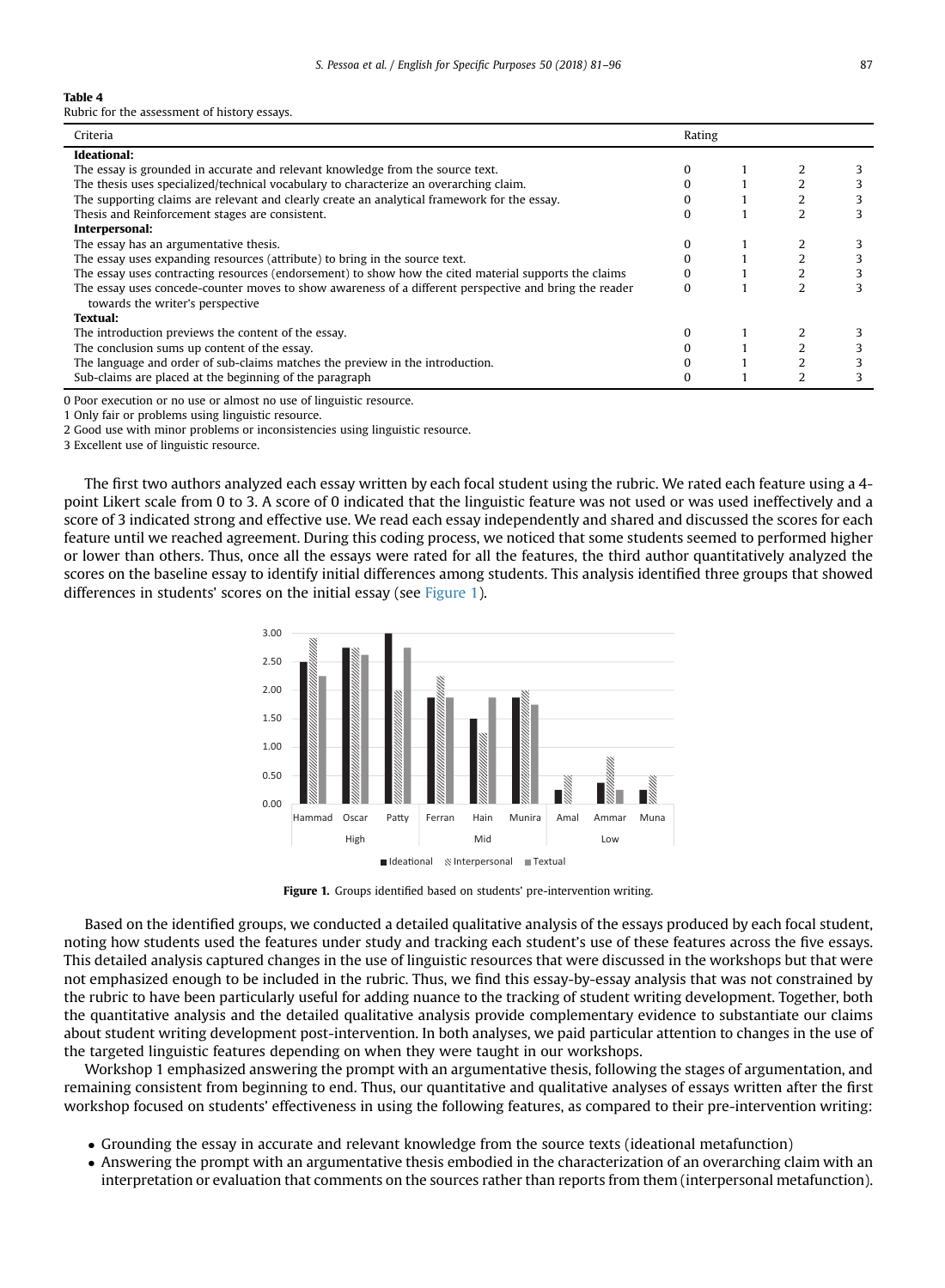**Table 4**
Rubric for the assessment of history essays.

| Criteria | Rating | | | |
|---|---|---|---|---|
| **Ideational:** | | | | |
| The essay is grounded in accurate and relevant knowledge from the source text. | 0 | 1 | 2 | 3 |
| The thesis uses specialized/technical vocabulary to characterize an overarching claim. | 0 | 1 | 2 | 3 |
| The supporting claims are relevant and clearly create an analytical framework for the essay. | 0 | 1 | 2 | 3 |
| Thesis and Reinforcement stages are consistent. | 0 | 1 | 2 | 3 |
| **Interpersonal:** | | | | |
| The essay has an argumentative thesis. | 0 | 1 | 2 | 3 |
| The essay uses expanding resources (attribute) to bring in the source text. | 0 | 1 | 2 | 3 |
| The essay uses contracting resources (endorsement) to show how the cited material supports the claims | 0 | 1 | 2 | 3 |
| The essay uses concede-counter moves to show awareness of a different perspective and bring the reader towards the writer's perspective | 0 | 1 | 2 | 3 |
| **Textual:** | | | | |
| The introduction previews the content of the essay. | 0 | 1 | 2 | 3 |
| The conclusion sums up content of the essay. | 0 | 1 | 2 | 3 |
| The language and order of sub-claims matches the preview in the introduction. | 0 | 1 | 2 | 3 |
| Sub-claims are placed at the beginning of the paragraph | 0 | 1 | 2 | 3 |

0 Poor execution or no use or almost no use of linguistic resource.
1 Only fair or problems using linguistic resource.
2 Good use with minor problems or inconsistencies using linguistic resource.
3 Excellent use of linguistic resource.

The first two authors analyzed each essay written by each focal student using the rubric. We rated each feature using a 4-point Likert scale from 0 to 3. A score of 0 indicated that the linguistic feature was not used or was used ineffectively and a score of 3 indicated strong and effective use. We read each essay independently and shared and discussed the scores for each feature until we reached agreement. During this coding process, we noticed that some students seemed to performed higher or lower than others. Thus, once all the essays were rated for all the features, the third author quantitatively analyzed the scores on the baseline essay to identify initial differences among students. This analysis identified three groups that showed differences in students' scores on the initial essay (see Figure 1).

3.00
2.50
2.00
1.50
1.00
0.50
0.00
Hammad Oscar Patty Ferran Hain Munira Amal Ammar Muna
High Mid Low
Ideational Interpersonal Textual

**Figure 1.** Groups identified based on students' pre-intervention writing.

Based on the identified groups, we conducted a detailed qualitative analysis of the essays produced by each focal student, noting how students used the features under study and tracking each student's use of these features across the five essays. This detailed analysis captured changes in the use of linguistic resources that were discussed in the workshops but that were not emphasized enough to be included in the rubric. Thus, we find this essay-by-essay analysis that was not constrained by the rubric to have been particularly useful for adding nuance to the tracking of student writing development. Together, both the quantitative analysis and the detailed qualitative analysis provide complementary evidence to substantiate our claims about student writing development post-intervention. In both analyses, we paid particular attention to changes in the use of the targeted linguistic features depending on when they were taught in our workshops.

Workshop 1 emphasized answering the prompt with an argumentative thesis, following the stages of argumentation, and remaining consistent from beginning to end. Thus, our quantitative and qualitative analyses of essays written after the first workshop focused on students' effectiveness in using the following features, as compared to their pre-intervention writing:

- Grounding the essay in accurate and relevant knowledge from the source texts (ideational metafunction)
- Answering the prompt with an argumentative thesis embodied in the characterization of an overarching claim with an interpretation or evaluation that comments on the sources rather than reports from them (interpersonal metafunction).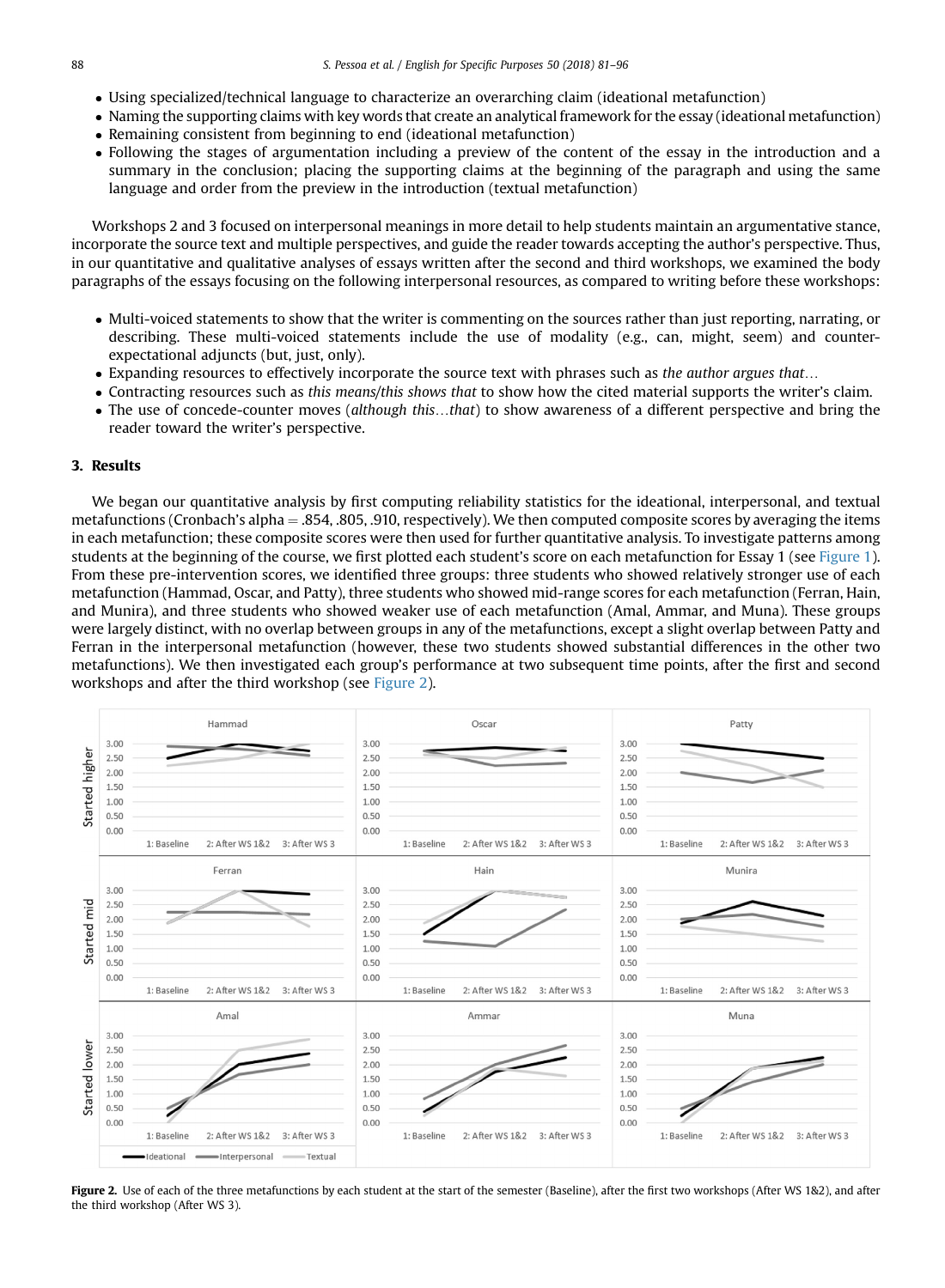- Using specialized/technical language to characterize an overarching claim (ideational metafunction)
- Naming the supporting claims with key words that create an analytical framework for the essay (ideational metafunction)
- Remaining consistent from beginning to end (ideational metafunction)
- Following the stages of argumentation including a preview of the content of the essay in the introduction and a summary in the conclusion; placing the supporting claims at the beginning of the paragraph and using the same language and order from the preview in the introduction (textual metafunction)

Workshops 2 and 3 focused on interpersonal meanings in more detail to help students maintain an argumentative stance, incorporate the source text and multiple perspectives, and guide the reader towards accepting the author's perspective. Thus, in our quantitative and qualitative analyses of essays written after the second and third workshops, we examined the body paragraphs of the essays focusing on the following interpersonal resources, as compared to writing before these workshops:

- Multi-voiced statements to show that the writer is commenting on the sources rather than just reporting, narrating, or describing. These multi-voiced statements include the use of modality (e.g., can, might, seem) and counter-expectational adjuncts (but, just, only).
- Expanding resources to effectively incorporate the source text with phrases such as *the author argues that*…
- Contracting resources such as *this means/this shows that* to show how the cited material supports the writer's claim.
- The use of concede-counter moves (*although this*…*that*) to show awareness of a different perspective and bring the reader toward the writer's perspective.

## 3. Results

We began our quantitative analysis by first computing reliability statistics for the ideational, interpersonal, and textual metafunctions (Cronbach's alpha = .854, .805, .910, respectively). We then computed composite scores by averaging the items in each metafunction; these composite scores were then used for further quantitative analysis. To investigate patterns among students at the beginning of the course, we first plotted each student's score on each metafunction for Essay 1 (see Figure 1). From these pre-intervention scores, we identified three groups: three students who showed relatively stronger use of each metafunction (Hammad, Oscar, and Patty), three students who showed mid-range scores for each metafunction (Ferran, Hain, and Munira), and three students who showed weaker use of each metafunction (Amal, Ammar, and Muna). These groups were largely distinct, with no overlap between groups in any of the metafunctions, except a slight overlap between Patty and Ferran in the interpersonal metafunction (however, these two students showed substantial differences in the other two metafunctions). We then investigated each group's performance at two subsequent time points, after the first and second workshops and after the third workshop (see Figure 2).

**Figure 2.** Use of each of the three metafunctions by each student at the start of the semester (Baseline), after the first two workshops (After WS 1&2), and after the third workshop (After WS 3).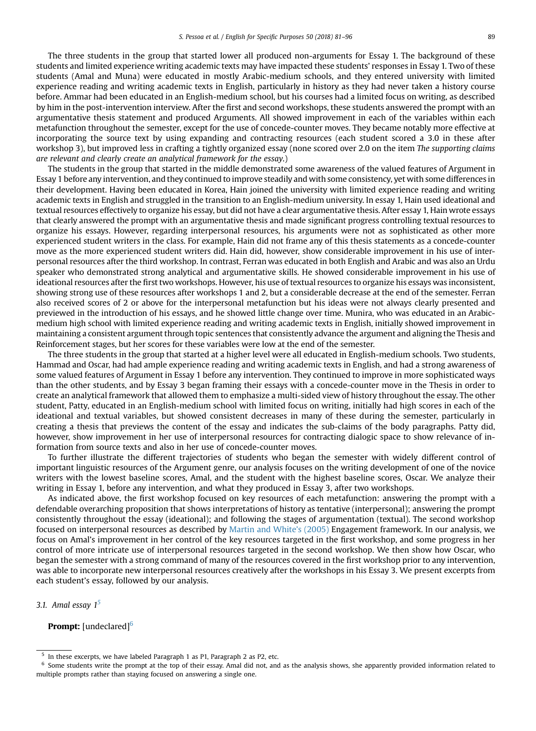The three students in the group that started lower all produced non-arguments for Essay 1. The background of these students and limited experience writing academic texts may have impacted these students' responses in Essay 1. Two of these students (Amal and Muna) were educated in mostly Arabic-medium schools, and they entered university with limited experience reading and writing academic texts in English, particularly in history as they had never taken a history course before. Ammar had been educated in an English-medium school, but his courses had a limited focus on writing, as described by him in the post-intervention interview. After the first and second workshops, these students answered the prompt with an argumentative thesis statement and produced Arguments. All showed improvement in each of the variables within each metafunction throughout the semester, except for the use of concede-counter moves. They became notably more effective at incorporating the source text by using expanding and contracting resources (each student scored a 3.0 in these after workshop 3), but improved less in crafting a tightly organized essay (none scored over 2.0 on the item *The supporting claims are relevant and clearly create an analytical framework for the essay.*)

The students in the group that started in the middle demonstrated some awareness of the valued features of Argument in Essay 1 before any intervention, and they continued to improve steadily and with some consistency, yet with some differences in their development. Having been educated in Korea, Hain joined the university with limited experience reading and writing academic texts in English and struggled in the transition to an English-medium university. In essay 1, Hain used ideational and textual resources effectively to organize his essay, but did not have a clear argumentative thesis. After essay 1, Hain wrote essays that clearly answered the prompt with an argumentative thesis and made significant progress controlling textual resources to organize his essays. However, regarding interpersonal resources, his arguments were not as sophisticated as other more experienced student writers in the class. For example, Hain did not frame any of this thesis statements as a concede-counter move as the more experienced student writers did. Hain did, however, show considerable improvement in his use of interpersonal resources after the third workshop. In contrast, Ferran was educated in both English and Arabic and was also an Urdu speaker who demonstrated strong analytical and argumentative skills. He showed considerable improvement in his use of ideational resources after the first two workshops. However, his use of textual resources to organize his essays was inconsistent, showing strong use of these resources after workshops 1 and 2, but a considerable decrease at the end of the semester. Ferran also received scores of 2 or above for the interpersonal metafunction but his ideas were not always clearly presented and previewed in the introduction of his essays, and he showed little change over time. Munira, who was educated in an Arabic-medium high school with limited experience reading and writing academic texts in English, initially showed improvement in maintaining a consistent argument through topic sentences that consistently advance the argument and aligning the Thesis and Reinforcement stages, but her scores for these variables were low at the end of the semester.

The three students in the group that started at a higher level were all educated in English-medium schools. Two students, Hammad and Oscar, had had ample experience reading and writing academic texts in English, and had a strong awareness of some valued features of Argument in Essay 1 before any intervention. They continued to improve in more sophisticated ways than the other students, and by Essay 3 began framing their essays with a concede-counter move in the Thesis in order to create an analytical framework that allowed them to emphasize a multi-sided view of history throughout the essay. The other student, Patty, educated in an English-medium school with limited focus on writing, initially had high scores in each of the ideational and textual variables, but showed consistent decreases in many of these during the semester, particularly in creating a thesis that previews the content of the essay and indicates the sub-claims of the body paragraphs. Patty did, however, show improvement in her use of interpersonal resources for contracting dialogic space to show relevance of information from source texts and also in her use of concede-counter moves.

To further illustrate the different trajectories of students who began the semester with widely different control of important linguistic resources of the Argument genre, our analysis focuses on the writing development of one of the novice writers with the lowest baseline scores, Amal, and the student with the highest baseline scores, Oscar. We analyze their writing in Essay 1, before any intervention, and what they produced in Essay 3, after two workshops.

As indicated above, the first workshop focused on key resources of each metafunction: answering the prompt with a defendable overarching proposition that shows interpretations of history as tentative (interpersonal); answering the prompt consistently throughout the essay (ideational); and following the stages of argumentation (textual). The second workshop focused on interpersonal resources as described by Martin and White's (2005) Engagement framework. In our analysis, we focus on Amal's improvement in her control of the key resources targeted in the first workshop, and some progress in her control of more intricate use of interpersonal resources targeted in the second workshop. We then show how Oscar, who began the semester with a strong command of many of the resources covered in the first workshop prior to any intervention, was able to incorporate new interpersonal resources creatively after the workshops in his Essay 3. We present excerpts from each student's essay, followed by our analysis.

### 3.1. Amal essay 1[5]

**Prompt:** [undeclared][6]

---

[5] In these excerpts, we have labeled Paragraph 1 as P1, Paragraph 2 as P2, etc.

[6] Some students write the prompt at the top of their essay. Amal did not, and as the analysis shows, she apparently provided information related to multiple prompts rather than staying focused on answering a single one.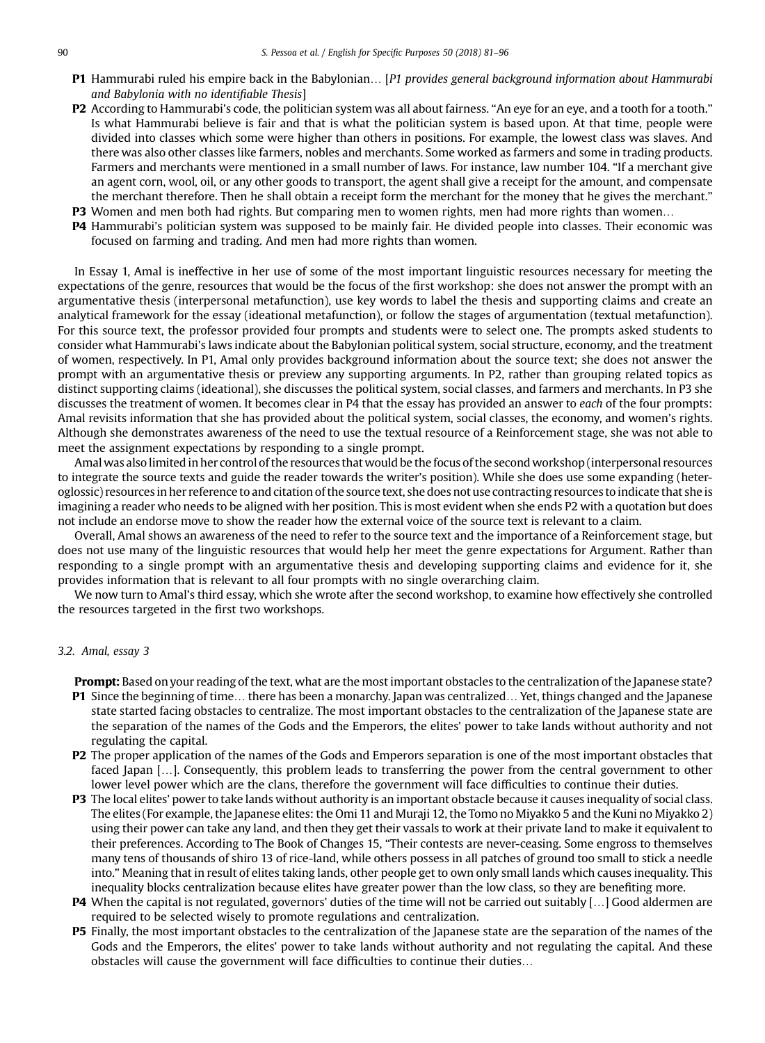**P1** Hammurabi ruled his empire back in the Babylonian… [*P1 provides general background information about Hammurabi and Babylonia with no identifiable Thesis*]

**P2** According to Hammurabi's code, the politician system was all about fairness. "An eye for an eye, and a tooth for a tooth." Is what Hammurabi believe is fair and that is what the politician system is based upon. At that time, people were divided into classes which some were higher than others in positions. For example, the lowest class was slaves. And there was also other classes like farmers, nobles and merchants. Some worked as farmers and some in trading products. Farmers and merchants were mentioned in a small number of laws. For instance, law number 104. "If a merchant give an agent corn, wool, oil, or any other goods to transport, the agent shall give a receipt for the amount, and compensate the merchant therefore. Then he shall obtain a receipt form the merchant for the money that he gives the merchant."

**P3** Women and men both had rights. But comparing men to women rights, men had more rights than women…

**P4** Hammurabi's politician system was supposed to be mainly fair. He divided people into classes. Their economic was focused on farming and trading. And men had more rights than women.

In Essay 1, Amal is ineffective in her use of some of the most important linguistic resources necessary for meeting the expectations of the genre, resources that would be the focus of the first workshop: she does not answer the prompt with an argumentative thesis (interpersonal metafunction), use key words to label the thesis and supporting claims and create an analytical framework for the essay (ideational metafunction), or follow the stages of argumentation (textual metafunction). For this source text, the professor provided four prompts and students were to select one. The prompts asked students to consider what Hammurabi's laws indicate about the Babylonian political system, social structure, economy, and the treatment of women, respectively. In P1, Amal only provides background information about the source text; she does not answer the prompt with an argumentative thesis or preview any supporting arguments. In P2, rather than grouping related topics as distinct supporting claims (ideational), she discusses the political system, social classes, and farmers and merchants. In P3 she discusses the treatment of women. It becomes clear in P4 that the essay has provided an answer to *each* of the four prompts: Amal revisits information that she has provided about the political system, social classes, the economy, and women's rights. Although she demonstrates awareness of the need to use the textual resource of a Reinforcement stage, she was not able to meet the assignment expectations by responding to a single prompt.

Amal was also limited in her control of the resources that would be the focus of the second workshop (interpersonal resources to integrate the source texts and guide the reader towards the writer's position). While she does use some expanding (heteroglossic) resources in her reference to and citation of the source text, she does not use contracting resources to indicate that she is imagining a reader who needs to be aligned with her position. This is most evident when she ends P2 with a quotation but does not include an endorse move to show the reader how the external voice of the source text is relevant to a claim.

Overall, Amal shows an awareness of the need to refer to the source text and the importance of a Reinforcement stage, but does not use many of the linguistic resources that would help her meet the genre expectations for Argument. Rather than responding to a single prompt with an argumentative thesis and developing supporting claims and evidence for it, she provides information that is relevant to all four prompts with no single overarching claim.

We now turn to Amal's third essay, which she wrote after the second workshop, to examine how effectively she controlled the resources targeted in the first two workshops.

### 3.2. Amal, essay 3

**Prompt:** Based on your reading of the text, what are the most important obstacles to the centralization of the Japanese state?

**P1** Since the beginning of time… there has been a monarchy. Japan was centralized… Yet, things changed and the Japanese state started facing obstacles to centralize. The most important obstacles to the centralization of the Japanese state are the separation of the names of the Gods and the Emperors, the elites' power to take lands without authority and not regulating the capital.

**P2** The proper application of the names of the Gods and Emperors separation is one of the most important obstacles that faced Japan […]. Consequently, this problem leads to transferring the power from the central government to other lower level power which are the clans, therefore the government will face difficulties to continue their duties.

**P3** The local elites' power to take lands without authority is an important obstacle because it causes inequality of social class. The elites (For example, the Japanese elites: the Omi 11 and Muraji 12, the Tomo no Miyakko 5 and the Kuni no Miyakko 2) using their power can take any land, and then they get their vassals to work at their private land to make it equivalent to their preferences. According to The Book of Changes 15, "Their contests are never-ceasing. Some engross to themselves many tens of thousands of shiro 13 of rice-land, while others possess in all patches of ground too small to stick a needle into." Meaning that in result of elites taking lands, other people get to own only small lands which causes inequality. This inequality blocks centralization because elites have greater power than the low class, so they are benefiting more.

**P4** When the capital is not regulated, governors' duties of the time will not be carried out suitably […] Good aldermen are required to be selected wisely to promote regulations and centralization.

**P5** Finally, the most important obstacles to the centralization of the Japanese state are the separation of the names of the Gods and the Emperors, the elites' power to take lands without authority and not regulating the capital. And these obstacles will cause the government will face difficulties to continue their duties…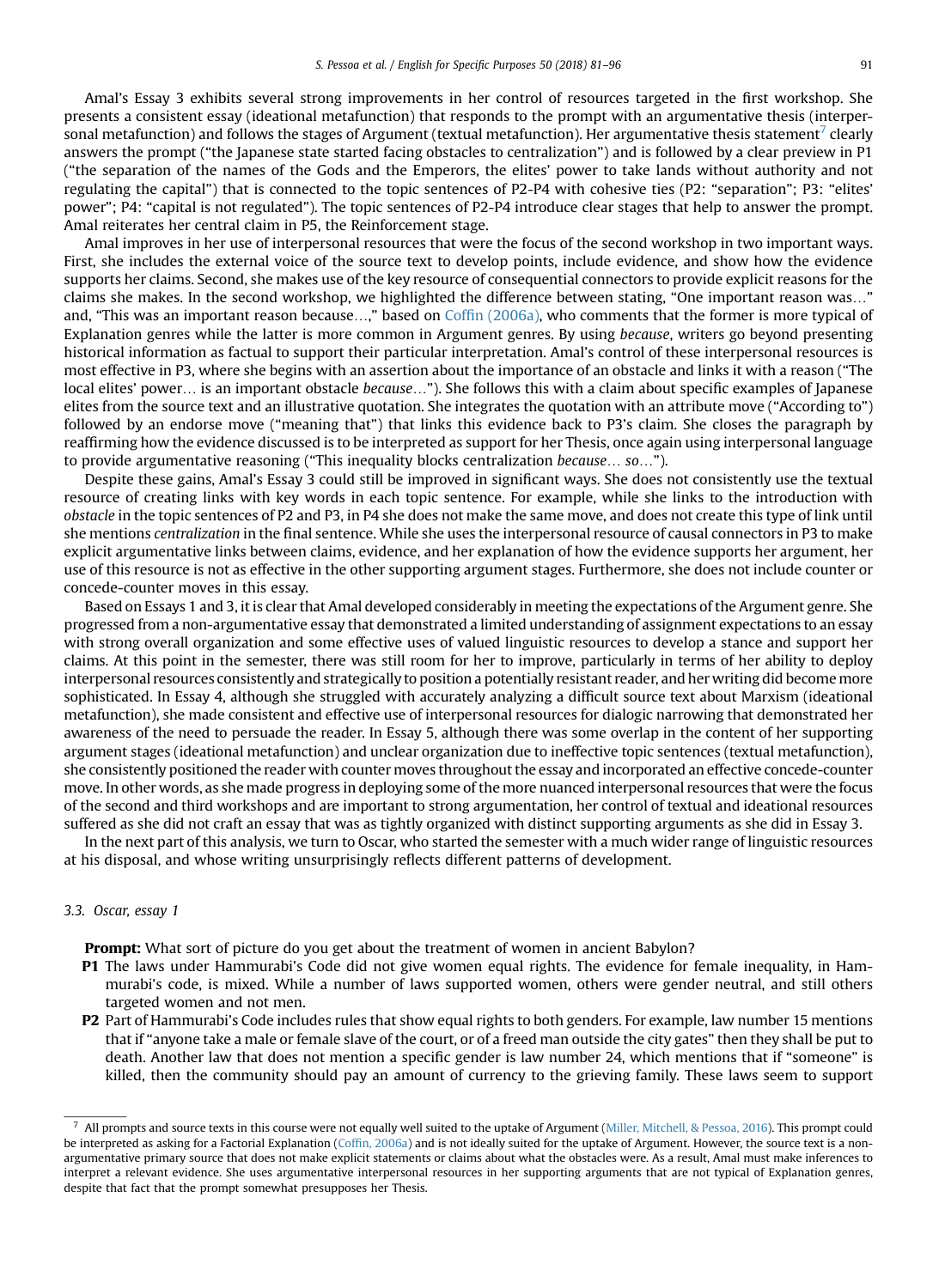Amal's Essay 3 exhibits several strong improvements in her control of resources targeted in the first workshop. She presents a consistent essay (ideational metafunction) that responds to the prompt with an argumentative thesis (interpersonal metafunction) and follows the stages of Argument (textual metafunction). Her argumentative thesis statement[7] clearly answers the prompt ("the Japanese state started facing obstacles to centralization") and is followed by a clear preview in P1 ("the separation of the names of the Gods and the Emperors, the elites' power to take lands without authority and not regulating the capital") that is connected to the topic sentences of P2-P4 with cohesive ties (P2: "separation"; P3: "elites' power"; P4: "capital is not regulated"). The topic sentences of P2-P4 introduce clear stages that help to answer the prompt. Amal reiterates her central claim in P5, the Reinforcement stage.

Amal improves in her use of interpersonal resources that were the focus of the second workshop in two important ways. First, she includes the external voice of the source text to develop points, include evidence, and show how the evidence supports her claims. Second, she makes use of the key resource of consequential connectors to provide explicit reasons for the claims she makes. In the second workshop, we highlighted the difference between stating, "One important reason was…" and, "This was an important reason because…," based on Coffin (2006a), who comments that the former is more typical of Explanation genres while the latter is more common in Argument genres. By using *because*, writers go beyond presenting historical information as factual to support their particular interpretation. Amal's control of these interpersonal resources is most effective in P3, where she begins with an assertion about the importance of an obstacle and links it with a reason ("The local elites' power… is an important obstacle *because*…"). She follows this with a claim about specific examples of Japanese elites from the source text and an illustrative quotation. She integrates the quotation with an attribute move ("According to") followed by an endorse move ("meaning that") that links this evidence back to P3's claim. She closes the paragraph by reaffirming how the evidence discussed is to be interpreted as support for her Thesis, once again using interpersonal language to provide argumentative reasoning ("This inequality blocks centralization *because*… *so*…").

Despite these gains, Amal's Essay 3 could still be improved in significant ways. She does not consistently use the textual resource of creating links with key words in each topic sentence. For example, while she links to the introduction with *obstacle* in the topic sentences of P2 and P3, in P4 she does not make the same move, and does not create this type of link until she mentions *centralization* in the final sentence. While she uses the interpersonal resource of causal connectors in P3 to make explicit argumentative links between claims, evidence, and her explanation of how the evidence supports her argument, her use of this resource is not as effective in the other supporting argument stages. Furthermore, she does not include counter or concede-counter moves in this essay.

Based on Essays 1 and 3, it is clear that Amal developed considerably in meeting the expectations of the Argument genre. She progressed from a non-argumentative essay that demonstrated a limited understanding of assignment expectations to an essay with strong overall organization and some effective uses of valued linguistic resources to develop a stance and support her claims. At this point in the semester, there was still room for her to improve, particularly in terms of her ability to deploy interpersonal resources consistently and strategically to position a potentially resistant reader, and her writing did become more sophisticated. In Essay 4, although she struggled with accurately analyzing a difficult source text about Marxism (ideational metafunction), she made consistent and effective use of interpersonal resources for dialogic narrowing that demonstrated her awareness of the need to persuade the reader. In Essay 5, although there was some overlap in the content of her supporting argument stages (ideational metafunction) and unclear organization due to ineffective topic sentences (textual metafunction), she consistently positioned the reader with counter moves throughout the essay and incorporated an effective concede-counter move. In other words, as she made progress in deploying some of the more nuanced interpersonal resources that were the focus of the second and third workshops and are important to strong argumentation, her control of textual and ideational resources suffered as she did not craft an essay that was as tightly organized with distinct supporting arguments as she did in Essay 3.

In the next part of this analysis, we turn to Oscar, who started the semester with a much wider range of linguistic resources at his disposal, and whose writing unsurprisingly reflects different patterns of development.

### 3.3. Oscar, essay 1

**Prompt:** What sort of picture do you get about the treatment of women in ancient Babylon?

**P1** The laws under Hammurabi's Code did not give women equal rights. The evidence for female inequality, in Hammurabi's code, is mixed. While a number of laws supported women, others were gender neutral, and still others targeted women and not men.

**P2** Part of Hammurabi's Code includes rules that show equal rights to both genders. For example, law number 15 mentions that if "anyone take a male or female slave of the court, or of a freed man outside the city gates" then they shall be put to death. Another law that does not mention a specific gender is law number 24, which mentions that if "someone" is killed, then the community should pay an amount of currency to the grieving family. These laws seem to support

[7] All prompts and source texts in this course were not equally well suited to the uptake of Argument (Miller, Mitchell, & Pessoa, 2016). This prompt could be interpreted as asking for a Factorial Explanation (Coffin, 2006a) and is not ideally suited for the uptake of Argument. However, the source text is a non-argumentative primary source that does not make explicit statements or claims about what the obstacles were. As a result, Amal must make inferences to interpret a relevant evidence. She uses argumentative interpersonal resources in her supporting arguments that are not typical of Explanation genres, despite that fact that the prompt somewhat presupposes her Thesis.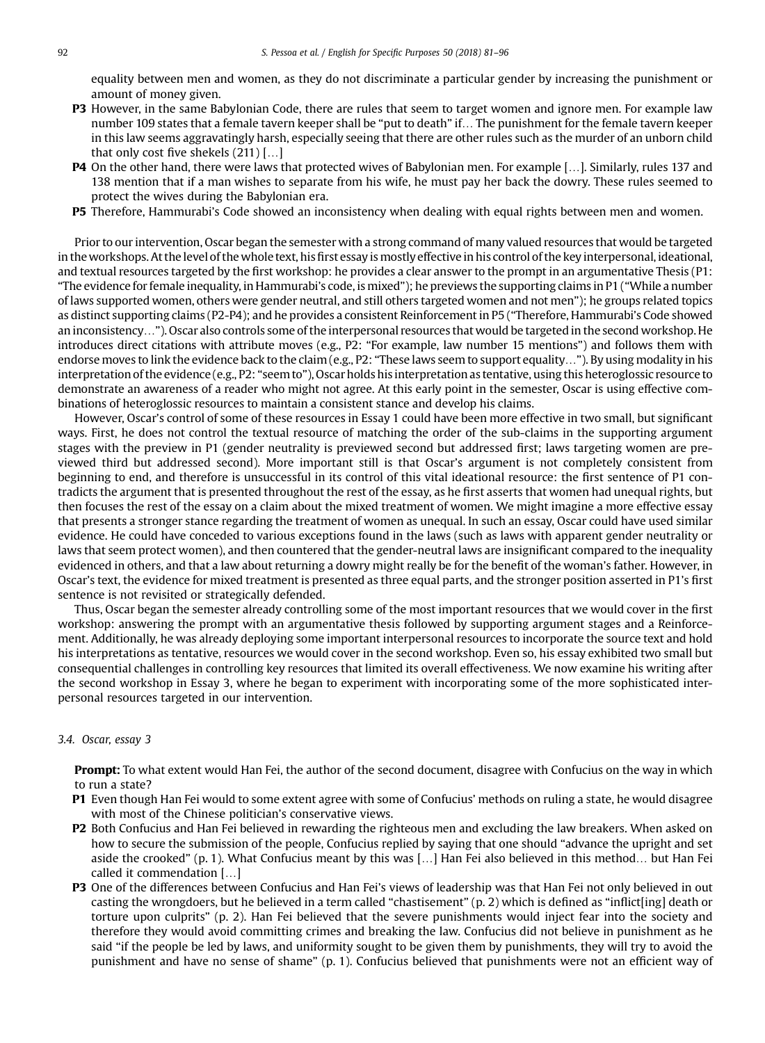equality between men and women, as they do not discriminate a particular gender by increasing the punishment or amount of money given.

**P3** However, in the same Babylonian Code, there are rules that seem to target women and ignore men. For example law number 109 states that a female tavern keeper shall be "put to death" if… The punishment for the female tavern keeper in this law seems aggravatingly harsh, especially seeing that there are other rules such as the murder of an unborn child that only cost five shekels (211) […]

**P4** On the other hand, there were laws that protected wives of Babylonian men. For example […]. Similarly, rules 137 and 138 mention that if a man wishes to separate from his wife, he must pay her back the dowry. These rules seemed to protect the wives during the Babylonian era.

**P5** Therefore, Hammurabi's Code showed an inconsistency when dealing with equal rights between men and women.

Prior to our intervention, Oscar began the semester with a strong command of many valued resources that would be targeted in the workshops. At the level of the whole text, his first essay is mostly effective in his control of the key interpersonal, ideational, and textual resources targeted by the first workshop: he provides a clear answer to the prompt in an argumentative Thesis (P1: "The evidence for female inequality, in Hammurabi's code, is mixed"); he previews the supporting claims in P1 ("While a number of laws supported women, others were gender neutral, and still others targeted women and not men"); he groups related topics as distinct supporting claims (P2-P4); and he provides a consistent Reinforcement in P5 ("Therefore, Hammurabi's Code showed an inconsistency…"). Oscar also controls some of the interpersonal resources that would be targeted in the second workshop. He introduces direct citations with attribute moves (e.g., P2: "For example, law number 15 mentions") and follows them with endorse moves to link the evidence back to the claim (e.g., P2: "These laws seem to support equality…"). By using modality in his interpretation of the evidence (e.g., P2: "seem to"), Oscar holds his interpretation as tentative, using this heteroglossic resource to demonstrate an awareness of a reader who might not agree. At this early point in the semester, Oscar is using effective combinations of heteroglossic resources to maintain a consistent stance and develop his claims.

However, Oscar's control of some of these resources in Essay 1 could have been more effective in two small, but significant ways. First, he does not control the textual resource of matching the order of the sub-claims in the supporting argument stages with the preview in P1 (gender neutrality is previewed second but addressed first; laws targeting women are previewed third but addressed second). More important still is that Oscar's argument is not completely consistent from beginning to end, and therefore is unsuccessful in its control of this vital ideational resource: the first sentence of P1 contradicts the argument that is presented throughout the rest of the essay, as he first asserts that women had unequal rights, but then focuses the rest of the essay on a claim about the mixed treatment of women. We might imagine a more effective essay that presents a stronger stance regarding the treatment of women as unequal. In such an essay, Oscar could have used similar evidence. He could have conceded to various exceptions found in the laws (such as laws with apparent gender neutrality or laws that seem protect women), and then countered that the gender-neutral laws are insignificant compared to the inequality evidenced in others, and that a law about returning a dowry might really be for the benefit of the woman's father. However, in Oscar's text, the evidence for mixed treatment is presented as three equal parts, and the stronger position asserted in P1's first sentence is not revisited or strategically defended.

Thus, Oscar began the semester already controlling some of the most important resources that we would cover in the first workshop: answering the prompt with an argumentative thesis followed by supporting argument stages and a Reinforcement. Additionally, he was already deploying some important interpersonal resources to incorporate the source text and hold his interpretations as tentative, resources we would cover in the second workshop. Even so, his essay exhibited two small but consequential challenges in controlling key resources that limited its overall effectiveness. We now examine his writing after the second workshop in Essay 3, where he began to experiment with incorporating some of the more sophisticated interpersonal resources targeted in our intervention.

### *3.4. Oscar, essay 3*

**Prompt:** To what extent would Han Fei, the author of the second document, disagree with Confucius on the way in which to run a state?

**P1** Even though Han Fei would to some extent agree with some of Confucius' methods on ruling a state, he would disagree with most of the Chinese politician's conservative views.

**P2** Both Confucius and Han Fei believed in rewarding the righteous men and excluding the law breakers. When asked on how to secure the submission of the people, Confucius replied by saying that one should "advance the upright and set aside the crooked" (p. 1). What Confucius meant by this was […] Han Fei also believed in this method… but Han Fei called it commendation […]

**P3** One of the differences between Confucius and Han Fei's views of leadership was that Han Fei not only believed in out casting the wrongdoers, but he believed in a term called "chastisement" (p. 2) which is defined as "inflict[ing] death or torture upon culprits" (p. 2). Han Fei believed that the severe punishments would inject fear into the society and therefore they would avoid committing crimes and breaking the law. Confucius did not believe in punishment as he said "if the people be led by laws, and uniformity sought to be given them by punishments, they will try to avoid the punishment and have no sense of shame" (p. 1). Confucius believed that punishments were not an efficient way of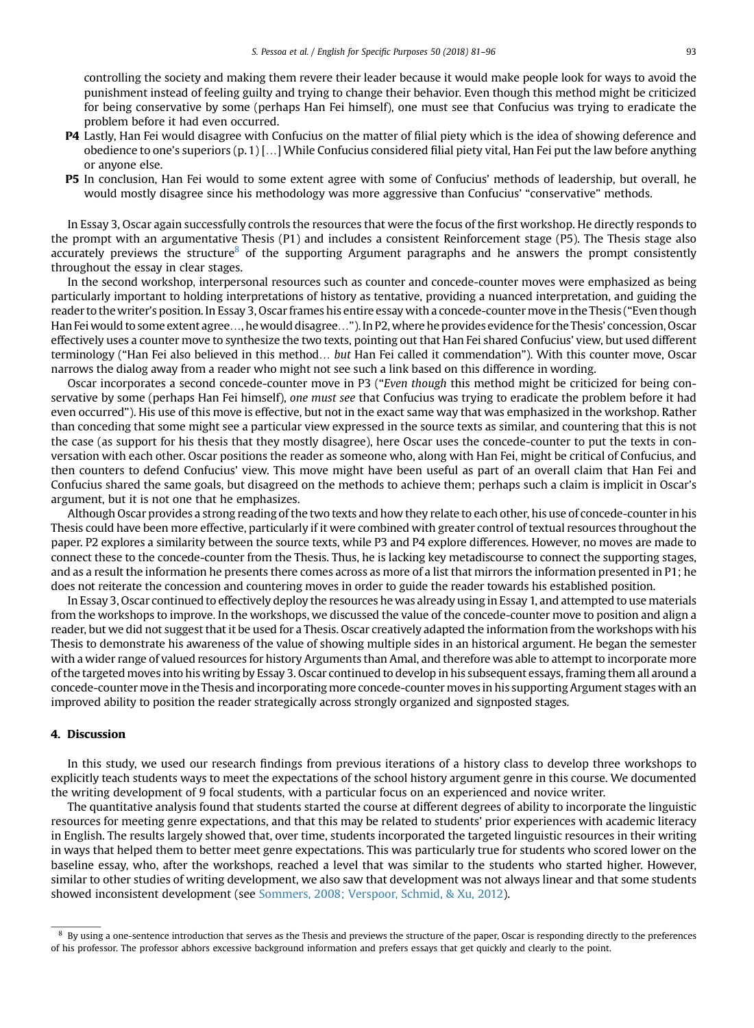controlling the society and making them revere their leader because it would make people look for ways to avoid the punishment instead of feeling guilty and trying to change their behavior. Even though this method might be criticized for being conservative by some (perhaps Han Fei himself), one must see that Confucius was trying to eradicate the problem before it had even occurred.

**P4** Lastly, Han Fei would disagree with Confucius on the matter of filial piety which is the idea of showing deference and obedience to one's superiors (p. 1) […] While Confucius considered filial piety vital, Han Fei put the law before anything or anyone else.

**P5** In conclusion, Han Fei would to some extent agree with some of Confucius' methods of leadership, but overall, he would mostly disagree since his methodology was more aggressive than Confucius' "conservative" methods.

In Essay 3, Oscar again successfully controls the resources that were the focus of the first workshop. He directly responds to the prompt with an argumentative Thesis (P1) and includes a consistent Reinforcement stage (P5). The Thesis stage also accurately previews the structure[8] of the supporting Argument paragraphs and he answers the prompt consistently throughout the essay in clear stages.

In the second workshop, interpersonal resources such as counter and concede-counter moves were emphasized as being particularly important to holding interpretations of history as tentative, providing a nuanced interpretation, and guiding the reader to the writer's position. In Essay 3, Oscar frames his entire essay with a concede-counter move in the Thesis ("Even though Han Fei would to some extent agree…, he would disagree…"). In P2, where he provides evidence for the Thesis' concession, Oscar effectively uses a counter move to synthesize the two texts, pointing out that Han Fei shared Confucius' view, but used different terminology ("Han Fei also believed in this method… *but* Han Fei called it commendation"). With this counter move, Oscar narrows the dialog away from a reader who might not see such a link based on this difference in wording.

Oscar incorporates a second concede-counter move in P3 ("*Even though* this method might be criticized for being conservative by some (perhaps Han Fei himself), *one must see* that Confucius was trying to eradicate the problem before it had even occurred"). His use of this move is effective, but not in the exact same way that was emphasized in the workshop. Rather than conceding that some might see a particular view expressed in the source texts as similar, and countering that this is not the case (as support for his thesis that they mostly disagree), here Oscar uses the concede-counter to put the texts in conversation with each other. Oscar positions the reader as someone who, along with Han Fei, might be critical of Confucius, and then counters to defend Confucius' view. This move might have been useful as part of an overall claim that Han Fei and Confucius shared the same goals, but disagreed on the methods to achieve them; perhaps such a claim is implicit in Oscar's argument, but it is not one that he emphasizes.

Although Oscar provides a strong reading of the two texts and how they relate to each other, his use of concede-counter in his Thesis could have been more effective, particularly if it were combined with greater control of textual resources throughout the paper. P2 explores a similarity between the source texts, while P3 and P4 explore differences. However, no moves are made to connect these to the concede-counter from the Thesis. Thus, he is lacking key metadiscourse to connect the supporting stages, and as a result the information he presents there comes across as more of a list that mirrors the information presented in P1; he does not reiterate the concession and countering moves in order to guide the reader towards his established position.

In Essay 3, Oscar continued to effectively deploy the resources he was already using in Essay 1, and attempted to use materials from the workshops to improve. In the workshops, we discussed the value of the concede-counter move to position and align a reader, but we did not suggest that it be used for a Thesis. Oscar creatively adapted the information from the workshops with his Thesis to demonstrate his awareness of the value of showing multiple sides in an historical argument. He began the semester with a wider range of valued resources for history Arguments than Amal, and therefore was able to attempt to incorporate more of the targeted moves into his writing by Essay 3. Oscar continued to develop in his subsequent essays, framing them all around a concede-counter move in the Thesis and incorporating more concede-counter moves in his supporting Argument stages with an improved ability to position the reader strategically across strongly organized and signposted stages.

## 4. Discussion

In this study, we used our research findings from previous iterations of a history class to develop three workshops to explicitly teach students ways to meet the expectations of the school history argument genre in this course. We documented the writing development of 9 focal students, with a particular focus on an experienced and novice writer.

The quantitative analysis found that students started the course at different degrees of ability to incorporate the linguistic resources for meeting genre expectations, and that this may be related to students' prior experiences with academic literacy in English. The results largely showed that, over time, students incorporated the targeted linguistic resources in their writing in ways that helped them to better meet genre expectations. This was particularly true for students who scored lower on the baseline essay, who, after the workshops, reached a level that was similar to the students who started higher. However, similar to other studies of writing development, we also saw that development was not always linear and that some students showed inconsistent development (see Sommers, 2008; Verspoor, Schmid, & Xu, 2012).

---

[8] By using a one-sentence introduction that serves as the Thesis and previews the structure of the paper, Oscar is responding directly to the preferences of his professor. The professor abhors excessive background information and prefers essays that get quickly and clearly to the point.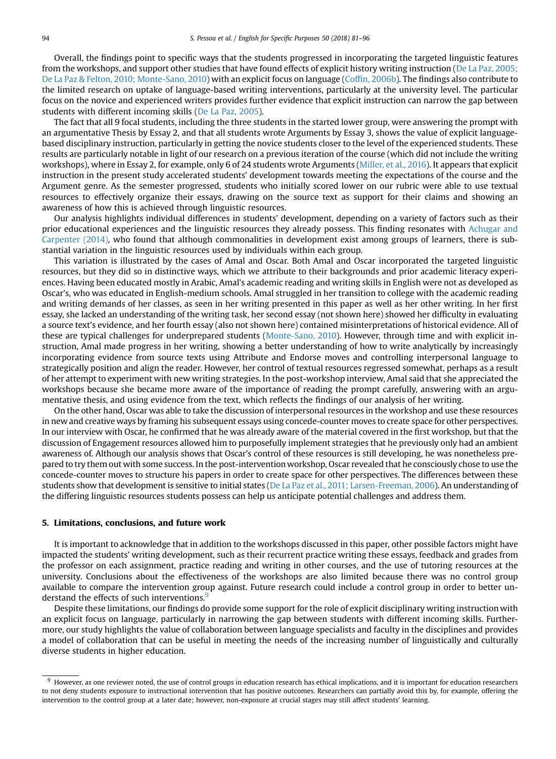Overall, the findings point to specific ways that the students progressed in incorporating the targeted linguistic features from the workshops, and support other studies that have found effects of explicit history writing instruction (De La Paz, 2005; De La Paz & Felton, 2010; Monte-Sano, 2010) with an explicit focus on language (Coffin, 2006b). The findings also contribute to the limited research on uptake of language-based writing interventions, particularly at the university level. The particular focus on the novice and experienced writers provides further evidence that explicit instruction can narrow the gap between students with different incoming skills (De La Paz, 2005).

The fact that all 9 focal students, including the three students in the started lower group, were answering the prompt with an argumentative Thesis by Essay 2, and that all students wrote Arguments by Essay 3, shows the value of explicit language-based disciplinary instruction, particularly in getting the novice students closer to the level of the experienced students. These results are particularly notable in light of our research on a previous iteration of the course (which did not include the writing workshops), where in Essay 2, for example, only 6 of 24 students wrote Arguments (Miller, et al., 2016). It appears that explicit instruction in the present study accelerated students' development towards meeting the expectations of the course and the Argument genre. As the semester progressed, students who initially scored lower on our rubric were able to use textual resources to effectively organize their essays, drawing on the source text as support for their claims and showing an awareness of how this is achieved through linguistic resources.

Our analysis highlights individual differences in students' development, depending on a variety of factors such as their prior educational experiences and the linguistic resources they already possess. This finding resonates with Achugar and Carpenter (2014), who found that although commonalities in development exist among groups of learners, there is substantial variation in the linguistic resources used by individuals within each group.

This variation is illustrated by the cases of Amal and Oscar. Both Amal and Oscar incorporated the targeted linguistic resources, but they did so in distinctive ways, which we attribute to their backgrounds and prior academic literacy experiences. Having been educated mostly in Arabic, Amal's academic reading and writing skills in English were not as developed as Oscar's, who was educated in English-medium schools. Amal struggled in her transition to college with the academic reading and writing demands of her classes, as seen in her writing presented in this paper as well as her other writing. In her first essay, she lacked an understanding of the writing task, her second essay (not shown here) showed her difficulty in evaluating a source text's evidence, and her fourth essay (also not shown here) contained misinterpretations of historical evidence. All of these are typical challenges for underprepared students (Monte-Sano, 2010). However, through time and with explicit instruction, Amal made progress in her writing, showing a better understanding of how to write analytically by increasingly incorporating evidence from source texts using Attribute and Endorse moves and controlling interpersonal language to strategically position and align the reader. However, her control of textual resources regressed somewhat, perhaps as a result of her attempt to experiment with new writing strategies. In the post-workshop interview, Amal said that she appreciated the workshops because she became more aware of the importance of reading the prompt carefully, answering with an argumentative thesis, and using evidence from the text, which reflects the findings of our analysis of her writing.

On the other hand, Oscar was able to take the discussion of interpersonal resources in the workshop and use these resources in new and creative ways by framing his subsequent essays using concede-counter moves to create space for other perspectives. In our interview with Oscar, he confirmed that he was already aware of the material covered in the first workshop, but that the discussion of Engagement resources allowed him to purposefully implement strategies that he previously only had an ambient awareness of. Although our analysis shows that Oscar's control of these resources is still developing, he was nonetheless prepared to try them out with some success. In the post-intervention workshop, Oscar revealed that he consciously chose to use the concede-counter moves to structure his papers in order to create space for other perspectives. The differences between these students show that development is sensitive to initial states (De La Paz et al., 2011; Larsen-Freeman, 2006). An understanding of the differing linguistic resources students possess can help us anticipate potential challenges and address them.

## 5. Limitations, conclusions, and future work

It is important to acknowledge that in addition to the workshops discussed in this paper, other possible factors might have impacted the students' writing development, such as their recurrent practice writing these essays, feedback and grades from the professor on each assignment, practice reading and writing in other courses, and the use of tutoring resources at the university. Conclusions about the effectiveness of the workshops are also limited because there was no control group available to compare the intervention group against. Future research could include a control group in order to better understand the effects of such interventions.[9]

Despite these limitations, our findings do provide some support for the role of explicit disciplinary writing instruction with an explicit focus on language, particularly in narrowing the gap between students with different incoming skills. Furthermore, our study highlights the value of collaboration between language specialists and faculty in the disciplines and provides a model of collaboration that can be useful in meeting the needs of the increasing number of linguistically and culturally diverse students in higher education.

---

[9] However, as one reviewer noted, the use of control groups in education research has ethical implications, and it is important for education researchers to not deny students exposure to instructional intervention that has positive outcomes. Researchers can partially avoid this by, for example, offering the intervention to the control group at a later date; however, non-exposure at crucial stages may still affect students' learning.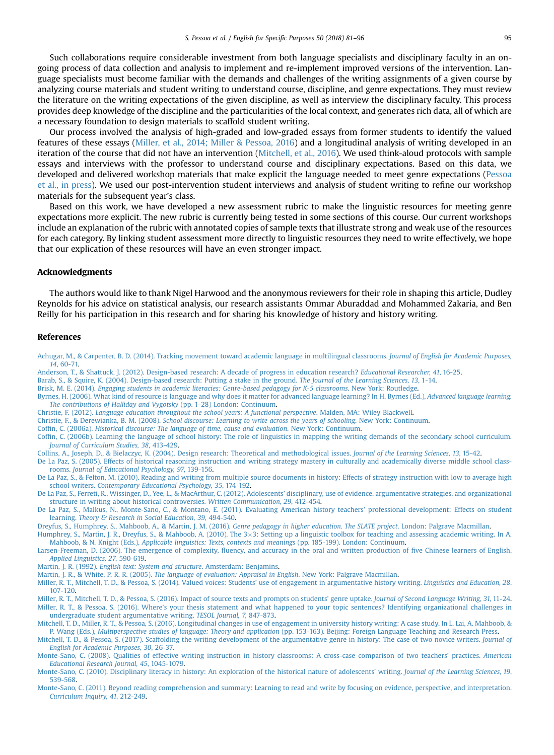Such collaborations require considerable investment from both language specialists and disciplinary faculty in an on-going process of data collection and analysis to implement and re-implement improved versions of the intervention. Language specialists must become familiar with the demands and challenges of the writing assignments of a given course by analyzing course materials and student writing to understand course, discipline, and genre expectations. They must review the literature on the writing expectations of the given discipline, as well as interview the disciplinary faculty. This process provides deep knowledge of the discipline and the particularities of the local context, and generates rich data, all of which are a necessary foundation to design materials to scaffold student writing.

Our process involved the analysis of high-graded and low-graded essays from former students to identify the valued features of these essays (Miller, et al., 2014; Miller & Pessoa, 2016) and a longitudinal analysis of writing developed in an iteration of the course that did not have an intervention (Mitchell, et al., 2016). We used think-aloud protocols with sample essays and interviews with the professor to understand course and disciplinary expectations. Based on this data, we developed and delivered workshop materials that make explicit the language needed to meet genre expectations (Pessoa et al., in press). We used our post-intervention student interviews and analysis of student writing to refine our workshop materials for the subsequent year's class.

Based on this work, we have developed a new assessment rubric to make the linguistic resources for meeting genre expectations more explicit. The new rubric is currently being tested in some sections of this course. Our current workshops include an explanation of the rubric with annotated copies of sample texts that illustrate strong and weak use of the resources for each category. By linking student assessment more directly to linguistic resources they need to write effectively, we hope that our explication of these resources will have an even stronger impact.

## Acknowledgments

The authors would like to thank Nigel Harwood and the anonymous reviewers for their role in shaping this article, Dudley Reynolds for his advice on statistical analysis, our research assistants Ommar Aburaddad and Mohammed Zakaria, and Ben Reilly for his participation in this research and for sharing his knowledge of history and history writing.

## References

Achugar, M., & Carpenter, B. D. (2014). Tracking movement toward academic language in multilingual classrooms. *Journal of English for Academic Purposes, 14*, 60-71.

Anderson, T., & Shattuck, J. (2012). Design-based research: A decade of progress in education research? *Educational Researcher, 41*, 16-25.

Barab, S., & Squire, K. (2004). Design-based research: Putting a stake in the ground. *The Journal of the Learning Sciences, 13*, 1-14.

Brisk, M. E. (2014). *Engaging students in academic literacies: Genre-based pedagogy for K-5 classrooms*. New York: Routledge.

Byrnes, H. (2006). What kind of resource is language and why does it matter for advanced language learning? In H. Byrnes (Ed.), *Advanced language learning. The contributions of Halliday and Vygotsky* (pp. 1-28) London: Continuum.

Christie, F. (2012). *Language education throughout the school years: A functional perspective*. Malden, MA: Wiley-Blackwell.

Christie, F., & Derewianka, B. M. (2008). *School discourse: Learning to write across the years of schooling*. New York: Continuum.

Coffin, C. (2006a). *Historical discourse: The language of time, cause and evaluation*. New York: Continuum.

Coffin, C. (2006b). Learning the language of school history: The role of linguistics in mapping the writing demands of the secondary school curriculum. *Journal of Curriculum Studies, 38*, 413-429.

Collins, A., Joseph, D., & Bielaczyc, K. (2004). Design research: Theoretical and methodological issues. *Journal of the Learning Sciences, 13*, 15-42.

De La Paz, S. (2005). Effects of historical reasoning instruction and writing strategy mastery in culturally and academically diverse middle school classrooms. *Journal of Educational Psychology, 97*, 139-156.

De La Paz, S., & Felton, M. (2010). Reading and writing from multiple source documents in history: Effects of strategy instruction with low to average high school writers. *Contemporary Educational Psychology, 35*, 174-192.

De La Paz, S., Ferreti, R., Wissinger, D., Yee, L., & MacArthur, C. (2012). Adolescents' disciplinary, use of evidence, argumentative strategies, and organizational structure in writing about historical controversies. *Written Communication, 29*, 412-454.

De La Paz, S., Malkus, N., Monte-Sano, C., & Montano, E. (2011). Evaluating American history teachers' professional development: Effects on student learning. *Theory & Research in Social Education, 39*, 494-540.

Dreyfus, S., Humphrey, S., Mahboob, A., & Martin, J. M. (2016). *Genre pedagogy in higher education. The SLATE project*. London: Palgrave Macmillan.

Humphrey, S., Martin, J. R., Dreyfus, S., & Mahboob, A. (2010). The 3×3: Setting up a linguistic toolbox for teaching and assessing academic writing. In A. Mahboob, & N. Knight (Eds.), *Applicable linguistics: Texts, contexts and meanings* (pp. 185-199). London: Continuum.

Larsen-Freeman, D. (2006). The emergence of complexity, fluency, and accuracy in the oral and written production of five Chinese learners of English. *Applied Linguistics, 27*, 590-619.

Martin, J. R. (1992). *English text: System and structure*. Amsterdam: Benjamins.

Martin, J. R., & White, P. R. R. (2005). *The language of evaluation: Appraisal in English*. New York: Palgrave Macmillan.

Miller, R. T., Mitchell, T. D., & Pessoa, S. (2014). Valued voices: Students' use of engagement in argumentative history writing. *Linguistics and Education, 28*, 107-120.

Miller, R. T., Mitchell, T. D., & Pessoa, S. (2016). Impact of source texts and prompts on students' genre uptake. *Journal of Second Language Writing, 31*, 11-24.

Miller, R. T., & Pessoa, S. (2016). Where's your thesis statement and what happened to your topic sentences? Identifying organizational challenges in undergraduate student argumentative writing. *TESOL Journal, 7*, 847-873.

Mitchell, T. D., Miller, R. T., & Pessoa, S. (2016). Longitudinal changes in use of engagement in university history writing: A case study. In L. Lai, A. Mahboob, & P. Wang (Eds.), *Multiperspective studies of language: Theory and application* (pp. 153-163). Beijing: Foreign Language Teaching and Research Press.

Mitchell, T. D., & Pessoa, S. (2017). Scaffolding the writing development of the argumentative genre in history: The case of two novice writers. *Journal of English for Academic Purposes, 30*, 26-37.

Monte-Sano, C. (2008). Qualities of effective writing instruction in history classrooms: A cross-case comparison of two teachers' practices. *American Educational Research Journal, 45*, 1045-1079.

Monte-Sano, C. (2010). Disciplinary literacy in history: An exploration of the historical nature of adolescents' writing. *Journal of the Learning Sciences, 19*, 539-568.

Monte-Sano, C. (2011). Beyond reading comprehension and summary: Learning to read and write by focusing on evidence, perspective, and interpretation. *Curriculum Inquiry, 41*, 212-249.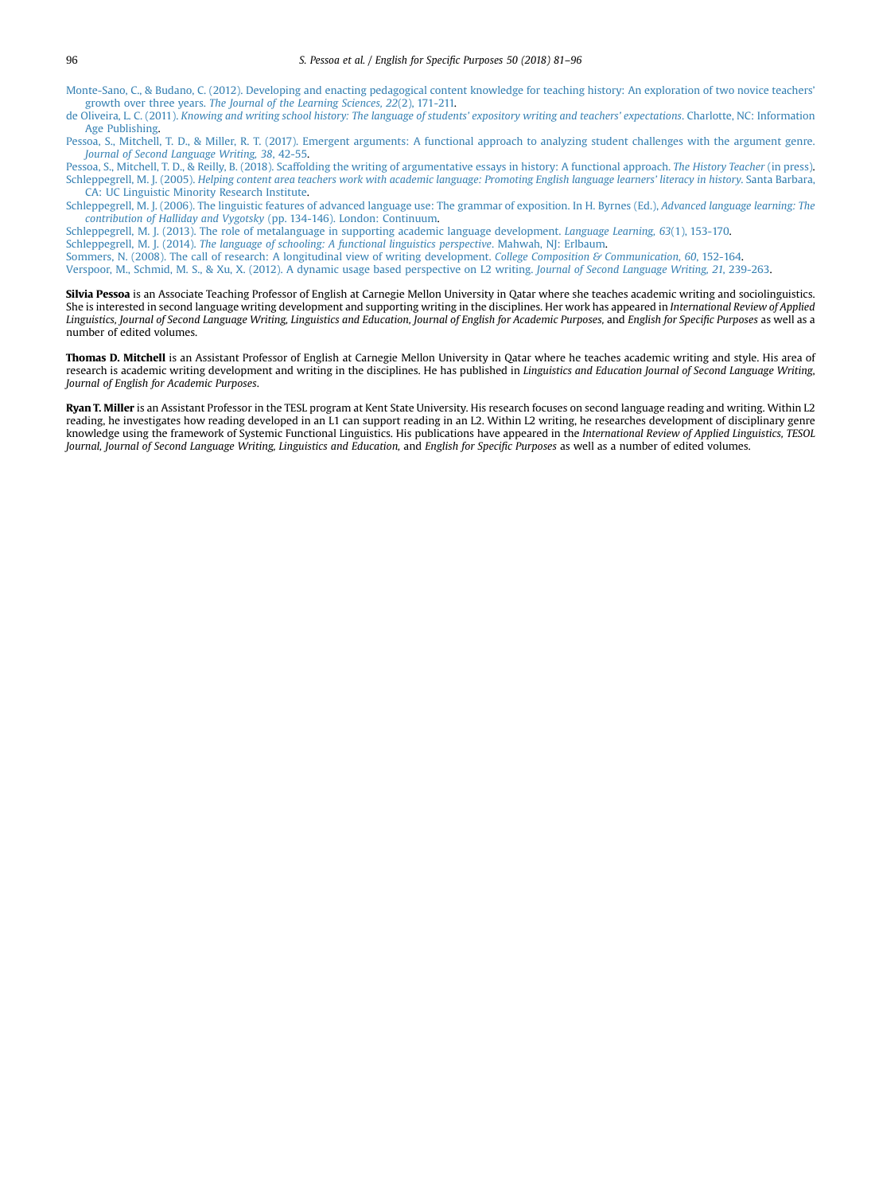Monte-Sano, C., & Budano, C. (2012). Developing and enacting pedagogical content knowledge for teaching history: An exploration of two novice teachers' growth over three years. *The Journal of the Learning Sciences, 22*(2), 171-211.

de Oliveira, L. C. (2011). *Knowing and writing school history: The language of students' expository writing and teachers' expectations*. Charlotte, NC: Information Age Publishing.

Pessoa, S., Mitchell, T. D., & Miller, R. T. (2017). Emergent arguments: A functional approach to analyzing student challenges with the argument genre. *Journal of Second Language Writing, 38*, 42-55.

Pessoa, S., Mitchell, T. D., & Reilly, B. (2018). Scaffolding the writing of argumentative essays in history: A functional approach. *The History Teacher* (in press).

Schleppegrell, M. J. (2005). *Helping content area teachers work with academic language: Promoting English language learners' literacy in history*. Santa Barbara, CA: UC Linguistic Minority Research Institute.

Schleppegrell, M. J. (2006). The linguistic features of advanced language use: The grammar of exposition. In H. Byrnes (Ed.), *Advanced language learning: The contribution of Halliday and Vygotsky* (pp. 134-146). London: Continuum.

Schleppegrell, M. J. (2013). The role of metalanguage in supporting academic language development. *Language Learning, 63*(1), 153-170.

Schleppegrell, M. J. (2014). *The language of schooling: A functional linguistics perspective*. Mahwah, NJ: Erlbaum.

Sommers, N. (2008). The call of research: A longitudinal view of writing development. *College Composition & Communication, 60*, 152-164.

Verspoor, M., Schmid, M. S., & Xu, X. (2012). A dynamic usage based perspective on L2 writing. *Journal of Second Language Writing, 21*, 239-263.

**Silvia Pessoa** is an Associate Teaching Professor of English at Carnegie Mellon University in Qatar where she teaches academic writing and sociolinguistics. She is interested in second language writing development and supporting writing in the disciplines. Her work has appeared in *International Review of Applied Linguistics, Journal of Second Language Writing, Linguistics and Education, Journal of English for Academic Purposes,* and *English for Specific Purposes* as well as a number of edited volumes.

**Thomas D. Mitchell** is an Assistant Professor of English at Carnegie Mellon University in Qatar where he teaches academic writing and style. His area of research is academic writing development and writing in the disciplines. He has published in *Linguistics and Education Journal of Second Language Writing, Journal of English for Academic Purposes*.

**Ryan T. Miller** is an Assistant Professor in the TESL program at Kent State University. His research focuses on second language reading and writing. Within L2 reading, he investigates how reading developed in an L1 can support reading in an L2. Within L2 writing, he researches development of disciplinary genre knowledge using the framework of Systemic Functional Linguistics. His publications have appeared in the *International Review of Applied Linguistics, TESOL Journal, Journal of Second Language Writing, Linguistics and Education,* and *English for Specific Purposes* as well as a number of edited volumes.